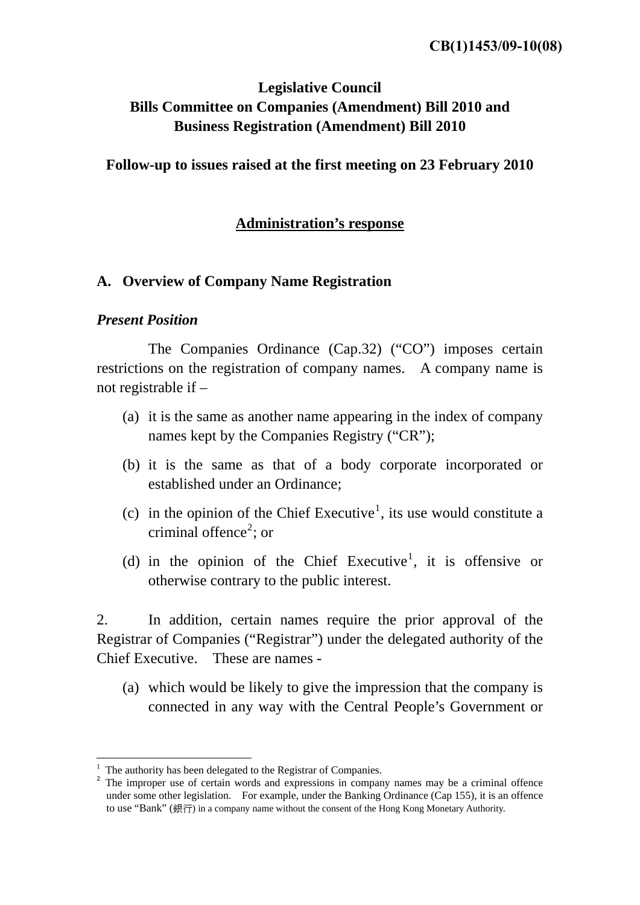CB(1)1453/09-10(08)

# Legislative Council
# Bills Committee on Companies (Amendment) Bill 2010 and Business Registration (Amendment) Bill 2010

## Follow-up to issues raised at the first meeting on 23 February 2010

## Administration's response

## A. Overview of Company Name Registration

### *Present Position*

The Companies Ordinance (Cap.32) ("CO") imposes certain restrictions on the registration of company names. A company name is not registrable if –

(a) it is the same as another name appearing in the index of company names kept by the Companies Registry ("CR");

(b) it is the same as that of a body corporate incorporated or established under an Ordinance;

(c) in the opinion of the Chief Executive[1], its use would constitute a criminal offence[2]; or

(d) in the opinion of the Chief Executive[1], it is offensive or otherwise contrary to the public interest.

2. In addition, certain names require the prior approval of the Registrar of Companies ("Registrar") under the delegated authority of the Chief Executive. These are names -

(a) which would be likely to give the impression that the company is connected in any way with the Central People's Government or

---

[1] The authority has been delegated to the Registrar of Companies.

[2] The improper use of certain words and expressions in company names may be a criminal offence under some other legislation. For example, under the Banking Ordinance (Cap 155), it is an offence to use "Bank" (銀行) in a company name without the consent of the Hong Kong Monetary Authority.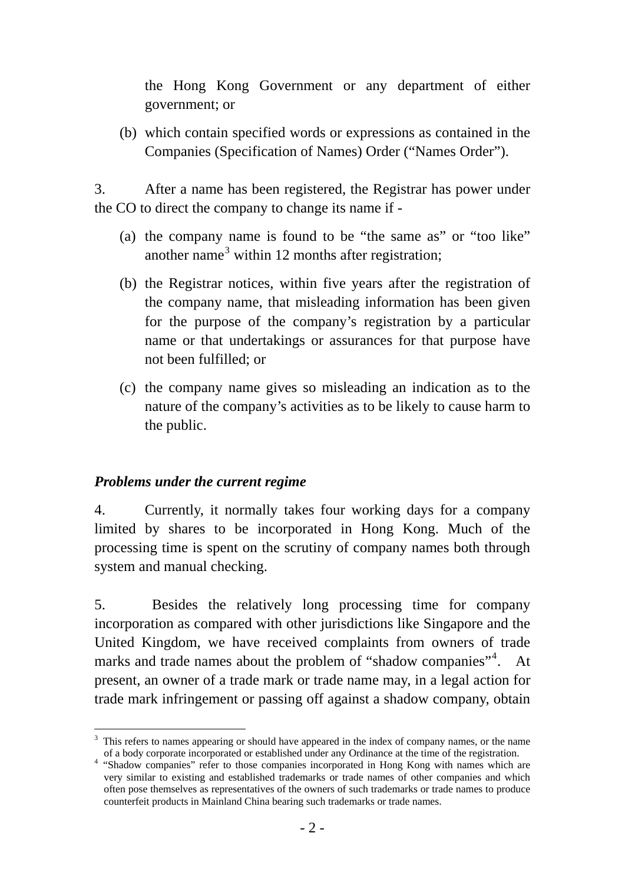the Hong Kong Government or any department of either government; or

(b) which contain specified words or expressions as contained in the Companies (Specification of Names) Order (“Names Order”).

3. After a name has been registered, the Registrar has power under the CO to direct the company to change its name if -

(a) the company name is found to be “the same as” or “too like” another name[3] within 12 months after registration;

(b) the Registrar notices, within five years after the registration of the company name, that misleading information has been given for the purpose of the company’s registration by a particular name or that undertakings or assurances for that purpose have not been fulfilled; or

(c) the company name gives so misleading an indication as to the nature of the company’s activities as to be likely to cause harm to the public.

***Problems under the current regime***

4. Currently, it normally takes four working days for a company limited by shares to be incorporated in Hong Kong. Much of the processing time is spent on the scrutiny of company names both through system and manual checking.

5. Besides the relatively long processing time for company incorporation as compared with other jurisdictions like Singapore and the United Kingdom, we have received complaints from owners of trade marks and trade names about the problem of “shadow companies”[4]. At present, an owner of a trade mark or trade name may, in a legal action for trade mark infringement or passing off against a shadow company, obtain

---

[3] This refers to names appearing or should have appeared in the index of company names, or the name of a body corporate incorporated or established under any Ordinance at the time of the registration.

[4] “Shadow companies” refer to those companies incorporated in Hong Kong with names which are very similar to existing and established trademarks or trade names of other companies and which often pose themselves as representatives of the owners of such trademarks or trade names to produce counterfeit products in Mainland China bearing such trademarks or trade names.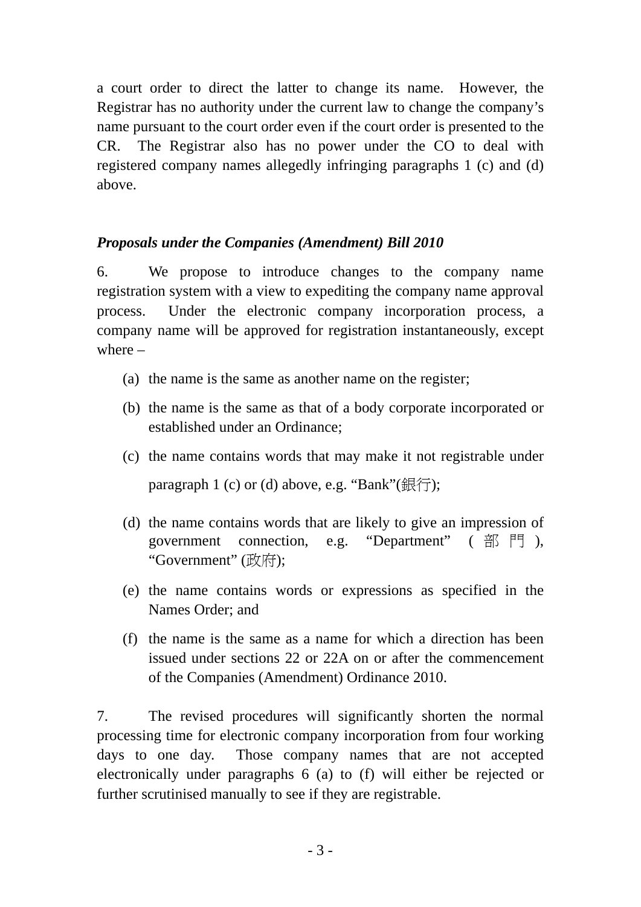a court order to direct the latter to change its name. However, the Registrar has no authority under the current law to change the company's name pursuant to the court order even if the court order is presented to the CR. The Registrar also has no power under the CO to deal with registered company names allegedly infringing paragraphs 1 (c) and (d) above.

***Proposals under the Companies (Amendment) Bill 2010***

6. We propose to introduce changes to the company name registration system with a view to expediting the company name approval process. Under the electronic company incorporation process, a company name will be approved for registration instantaneously, except where –

(a) the name is the same as another name on the register;

(b) the name is the same as that of a body corporate incorporated or established under an Ordinance;

(c) the name contains words that may make it not registrable under paragraph 1 (c) or (d) above, e.g. "Bank"(銀行);

(d) the name contains words that are likely to give an impression of government connection, e.g. "Department" (部門), "Government" (政府);

(e) the name contains words or expressions as specified in the Names Order; and

(f) the name is the same as a name for which a direction has been issued under sections 22 or 22A on or after the commencement of the Companies (Amendment) Ordinance 2010.

7. The revised procedures will significantly shorten the normal processing time for electronic company incorporation from four working days to one day. Those company names that are not accepted electronically under paragraphs 6 (a) to (f) will either be rejected or further scrutinised manually to see if they are registrable.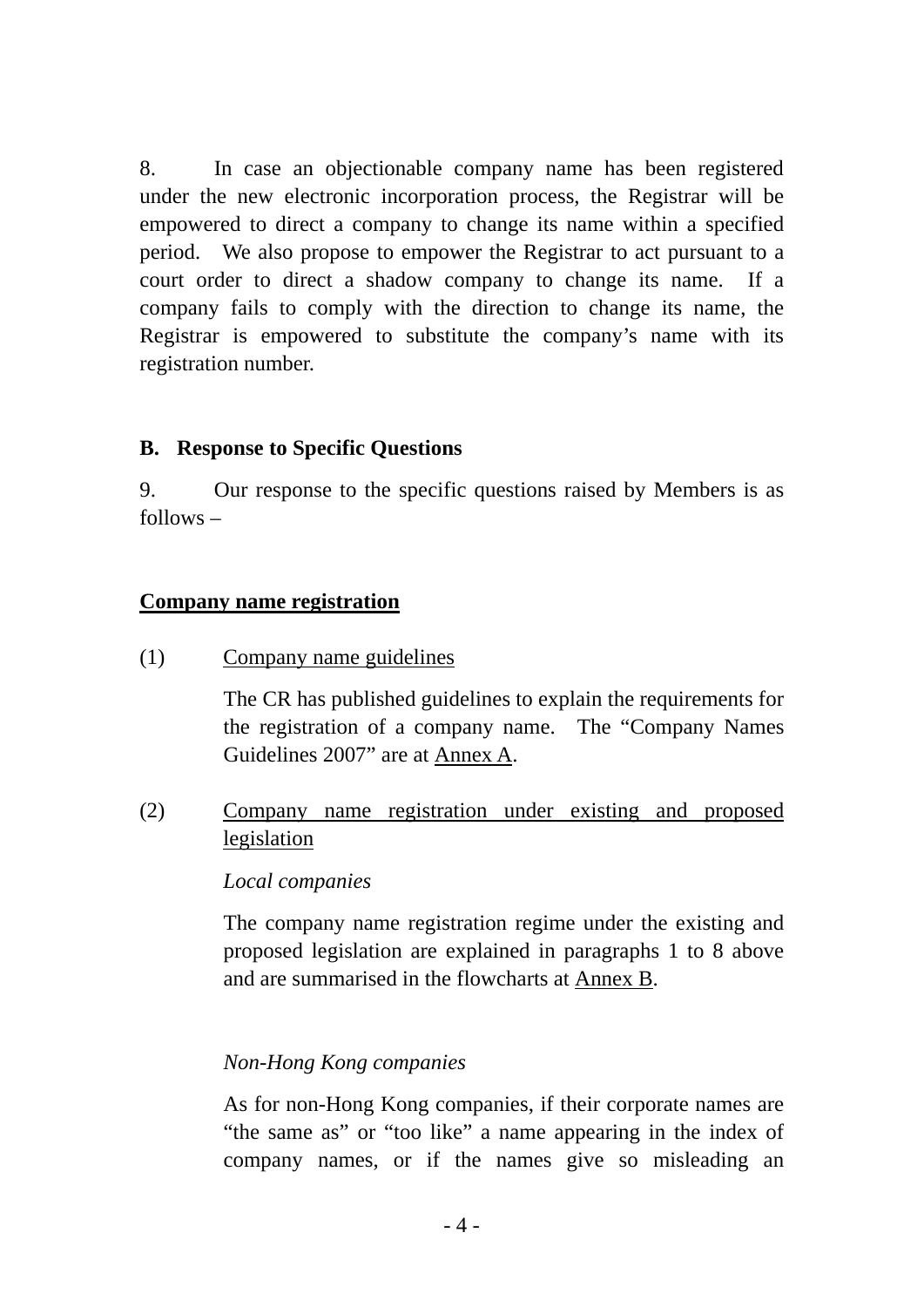8. In case an objectionable company name has been registered under the new electronic incorporation process, the Registrar will be empowered to direct a company to change its name within a specified period. We also propose to empower the Registrar to act pursuant to a court order to direct a shadow company to change its name. If a company fails to comply with the direction to change its name, the Registrar is empowered to substitute the company's name with its registration number.

## B. Response to Specific Questions

9. Our response to the specific questions raised by Members is as follows –

**Company name registration**

(1) Company name guidelines

The CR has published guidelines to explain the requirements for the registration of a company name. The "Company Names Guidelines 2007" are at Annex A.

(2) Company name registration under existing and proposed legislation

*Local companies*

The company name registration regime under the existing and proposed legislation are explained in paragraphs 1 to 8 above and are summarised in the flowcharts at Annex B.

*Non-Hong Kong companies*

As for non-Hong Kong companies, if their corporate names are "the same as" or "too like" a name appearing in the index of company names, or if the names give so misleading an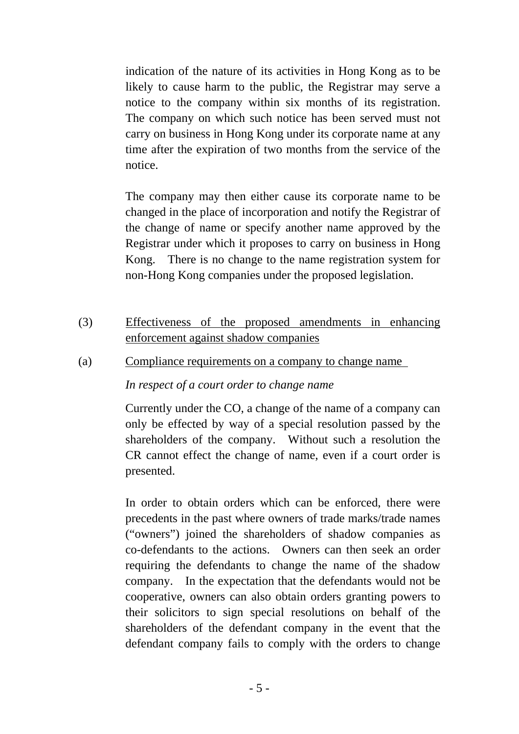indication of the nature of its activities in Hong Kong as to be likely to cause harm to the public, the Registrar may serve a notice to the company within six months of its registration. The company on which such notice has been served must not carry on business in Hong Kong under its corporate name at any time after the expiration of two months from the service of the notice.

The company may then either cause its corporate name to be changed in the place of incorporation and notify the Registrar of the change of name or specify another name approved by the Registrar under which it proposes to carry on business in Hong Kong. There is no change to the name registration system for non-Hong Kong companies under the proposed legislation.

(3) Effectiveness of the proposed amendments in enhancing enforcement against shadow companies

(a) Compliance requirements on a company to change name

*In respect of a court order to change name*

Currently under the CO, a change of the name of a company can only be effected by way of a special resolution passed by the shareholders of the company. Without such a resolution the CR cannot effect the change of name, even if a court order is presented.

In order to obtain orders which can be enforced, there were precedents in the past where owners of trade marks/trade names ("owners") joined the shareholders of shadow companies as co-defendants to the actions. Owners can then seek an order requiring the defendants to change the name of the shadow company. In the expectation that the defendants would not be cooperative, owners can also obtain orders granting powers to their solicitors to sign special resolutions on behalf of the shareholders of the defendant company in the event that the defendant company fails to comply with the orders to change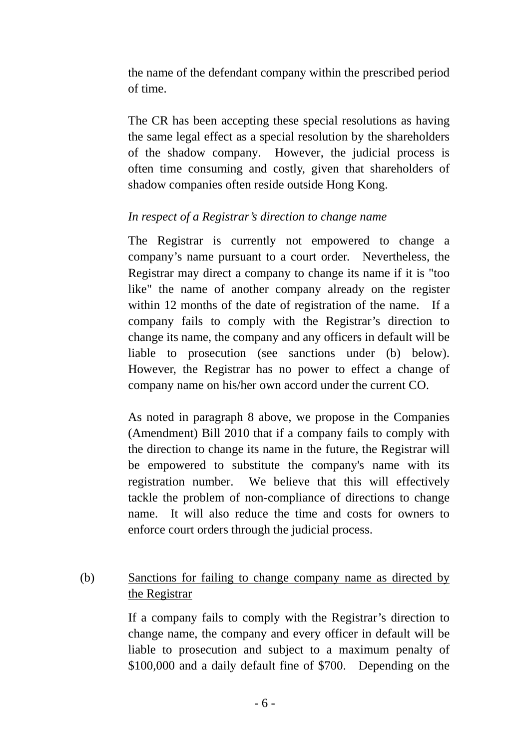the name of the defendant company within the prescribed period of time.

The CR has been accepting these special resolutions as having the same legal effect as a special resolution by the shareholders of the shadow company. However, the judicial process is often time consuming and costly, given that shareholders of shadow companies often reside outside Hong Kong.

*In respect of a Registrar's direction to change name*

The Registrar is currently not empowered to change a company's name pursuant to a court order. Nevertheless, the Registrar may direct a company to change its name if it is "too like" the name of another company already on the register within 12 months of the date of registration of the name. If a company fails to comply with the Registrar's direction to change its name, the company and any officers in default will be liable to prosecution (see sanctions under (b) below). However, the Registrar has no power to effect a change of company name on his/her own accord under the current CO.

As noted in paragraph 8 above, we propose in the Companies (Amendment) Bill 2010 that if a company fails to comply with the direction to change its name in the future, the Registrar will be empowered to substitute the company's name with its registration number. We believe that this will effectively tackle the problem of non-compliance of directions to change name. It will also reduce the time and costs for owners to enforce court orders through the judicial process.

(b) <u>Sanctions for failing to change company name as directed by the Registrar</u>

If a company fails to comply with the Registrar's direction to change name, the company and every officer in default will be liable to prosecution and subject to a maximum penalty of $100,000 and a daily default fine of $700. Depending on the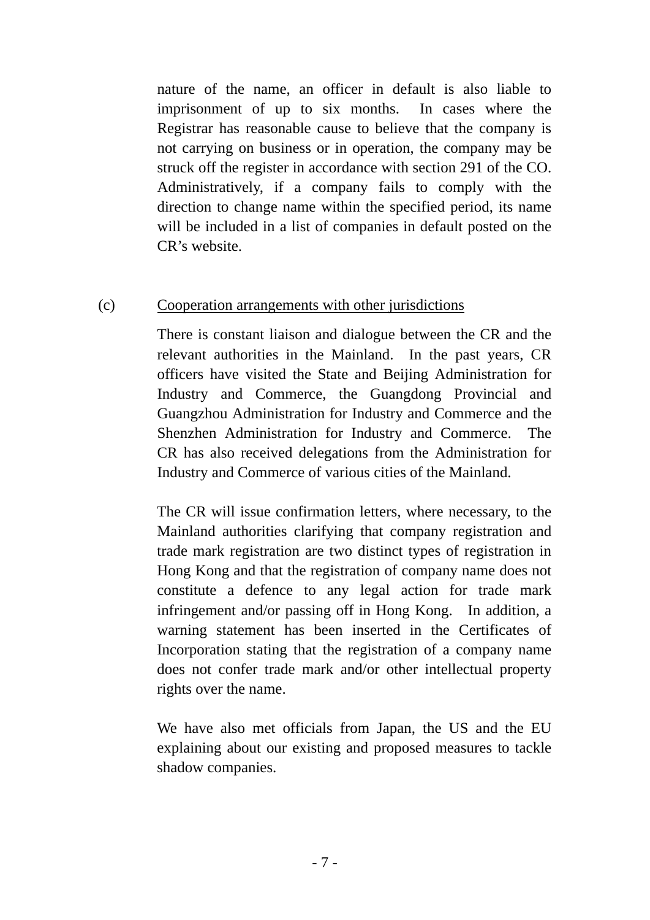nature of the name, an officer in default is also liable to imprisonment of up to six months. In cases where the Registrar has reasonable cause to believe that the company is not carrying on business or in operation, the company may be struck off the register in accordance with section 291 of the CO. Administratively, if a company fails to comply with the direction to change name within the specified period, its name will be included in a list of companies in default posted on the CR's website.

(c) Cooperation arrangements with other jurisdictions

There is constant liaison and dialogue between the CR and the relevant authorities in the Mainland. In the past years, CR officers have visited the State and Beijing Administration for Industry and Commerce, the Guangdong Provincial and Guangzhou Administration for Industry and Commerce and the Shenzhen Administration for Industry and Commerce. The CR has also received delegations from the Administration for Industry and Commerce of various cities of the Mainland.

The CR will issue confirmation letters, where necessary, to the Mainland authorities clarifying that company registration and trade mark registration are two distinct types of registration in Hong Kong and that the registration of company name does not constitute a defence to any legal action for trade mark infringement and/or passing off in Hong Kong. In addition, a warning statement has been inserted in the Certificates of Incorporation stating that the registration of a company name does not confer trade mark and/or other intellectual property rights over the name.

We have also met officials from Japan, the US and the EU explaining about our existing and proposed measures to tackle shadow companies.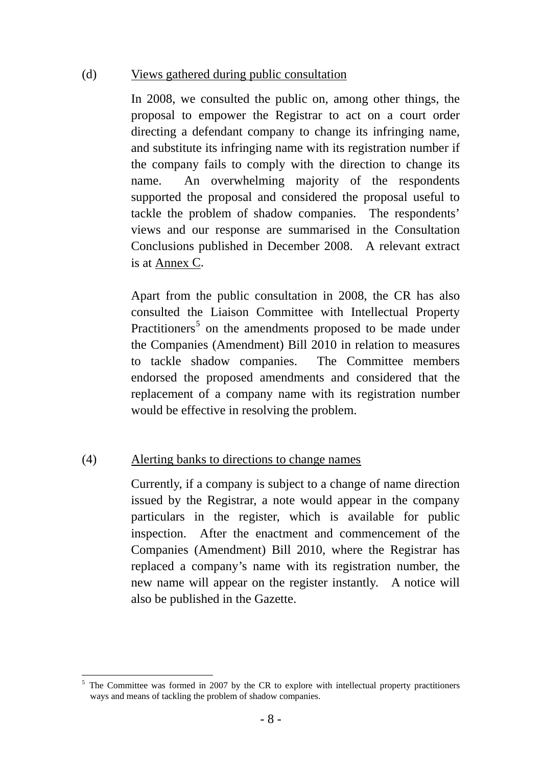(d) Views gathered during public consultation

In 2008, we consulted the public on, among other things, the proposal to empower the Registrar to act on a court order directing a defendant company to change its infringing name, and substitute its infringing name with its registration number if the company fails to comply with the direction to change its name. An overwhelming majority of the respondents supported the proposal and considered the proposal useful to tackle the problem of shadow companies. The respondents' views and our response are summarised in the Consultation Conclusions published in December 2008. A relevant extract is at Annex C.

Apart from the public consultation in 2008, the CR has also consulted the Liaison Committee with Intellectual Property Practitioners[5] on the amendments proposed to be made under the Companies (Amendment) Bill 2010 in relation to measures to tackle shadow companies. The Committee members endorsed the proposed amendments and considered that the replacement of a company name with its registration number would be effective in resolving the problem.

(4) Alerting banks to directions to change names

Currently, if a company is subject to a change of name direction issued by the Registrar, a note would appear in the company particulars in the register, which is available for public inspection. After the enactment and commencement of the Companies (Amendment) Bill 2010, where the Registrar has replaced a company's name with its registration number, the new name will appear on the register instantly. A notice will also be published in the Gazette.

[5] The Committee was formed in 2007 by the CR to explore with intellectual property practitioners ways and means of tackling the problem of shadow companies.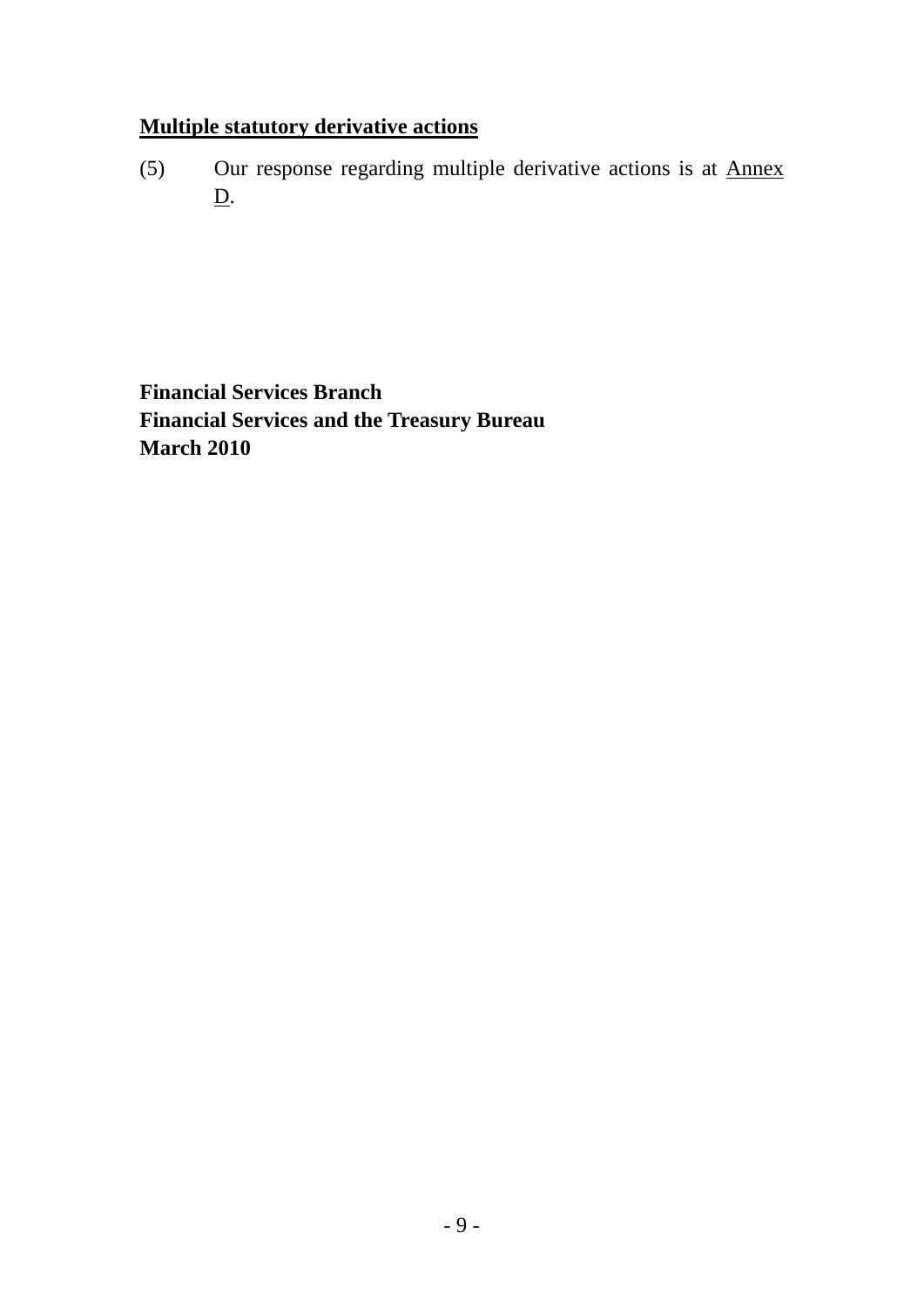**Multiple statutory derivative actions**

(5) Our response regarding multiple derivative actions is at Annex D.

**Financial Services Branch**
**Financial Services and the Treasury Bureau**
**March 2010**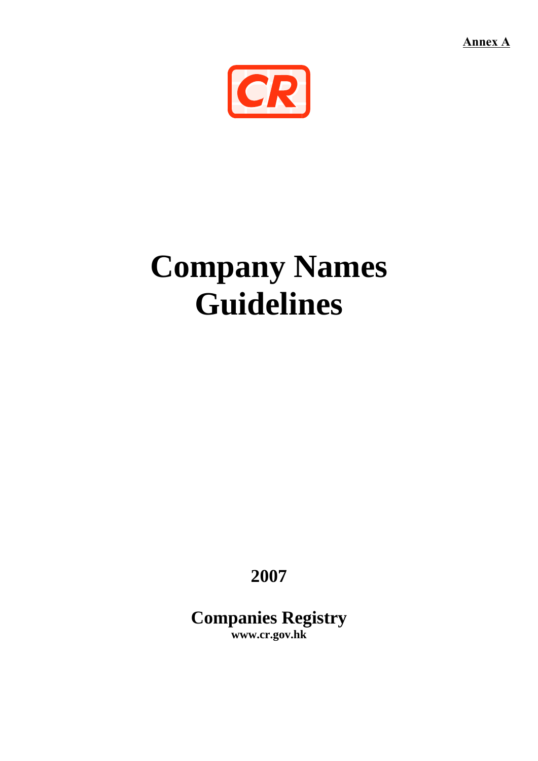**Annex A**

# Company Names Guidelines

**2007**

**Companies Registry**
**www.cr.gov.hk**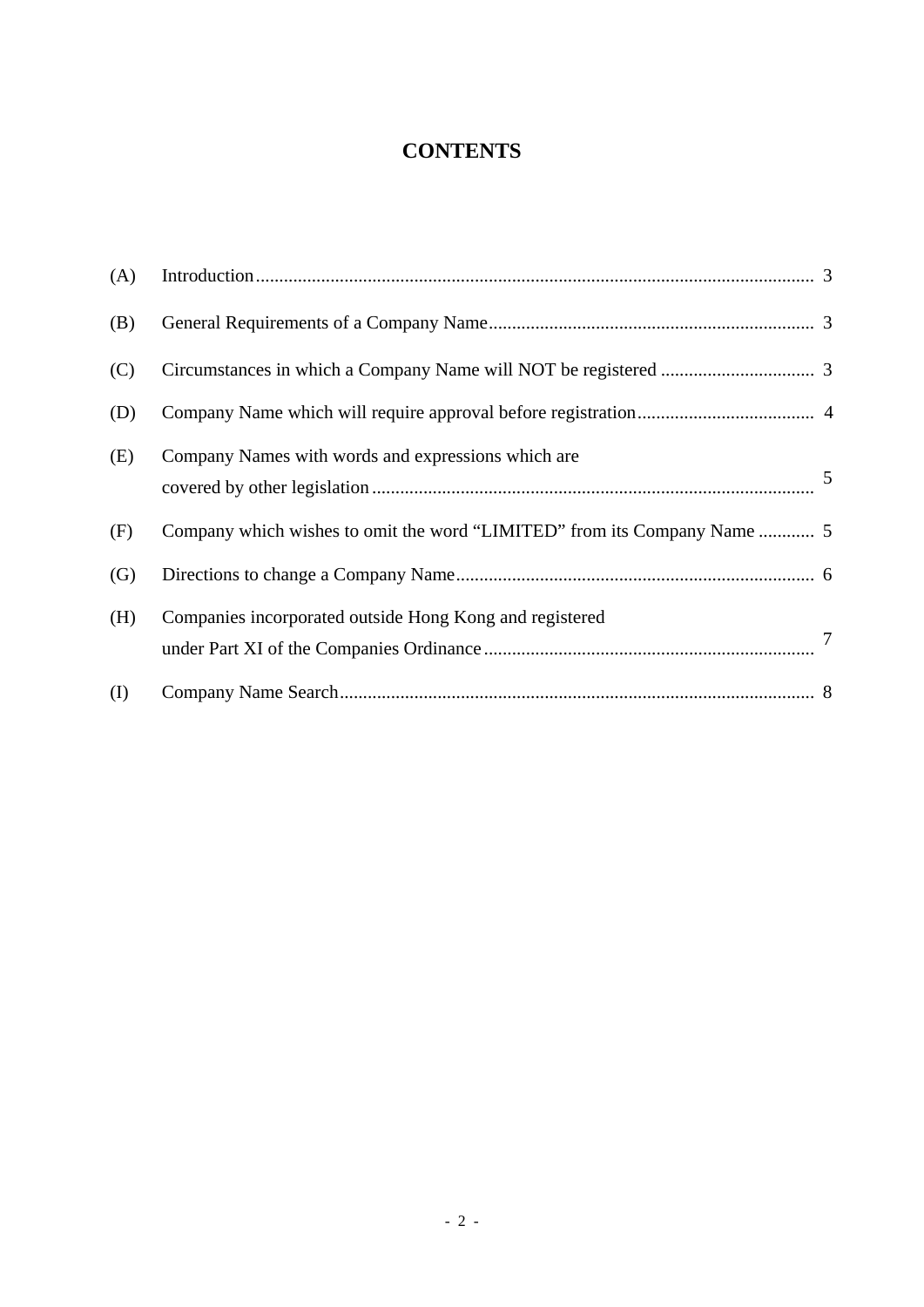# CONTENTS

| | | |
|---|---|---|
| (A) | Introduction | 3 |
| (B) | General Requirements of a Company Name | 3 |
| (C) | Circumstances in which a Company Name will NOT be registered | 3 |
| (D) | Company Name which will require approval before registration | 4 |
| (E) | Company Names with words and expressions which are covered by other legislation | 5 |
| (F) | Company which wishes to omit the word "LIMITED" from its Company Name | 5 |
| (G) | Directions to change a Company Name | 6 |
| (H) | Companies incorporated outside Hong Kong and registered under Part XI of the Companies Ordinance | 7 |
| (I) | Company Name Search | 8 |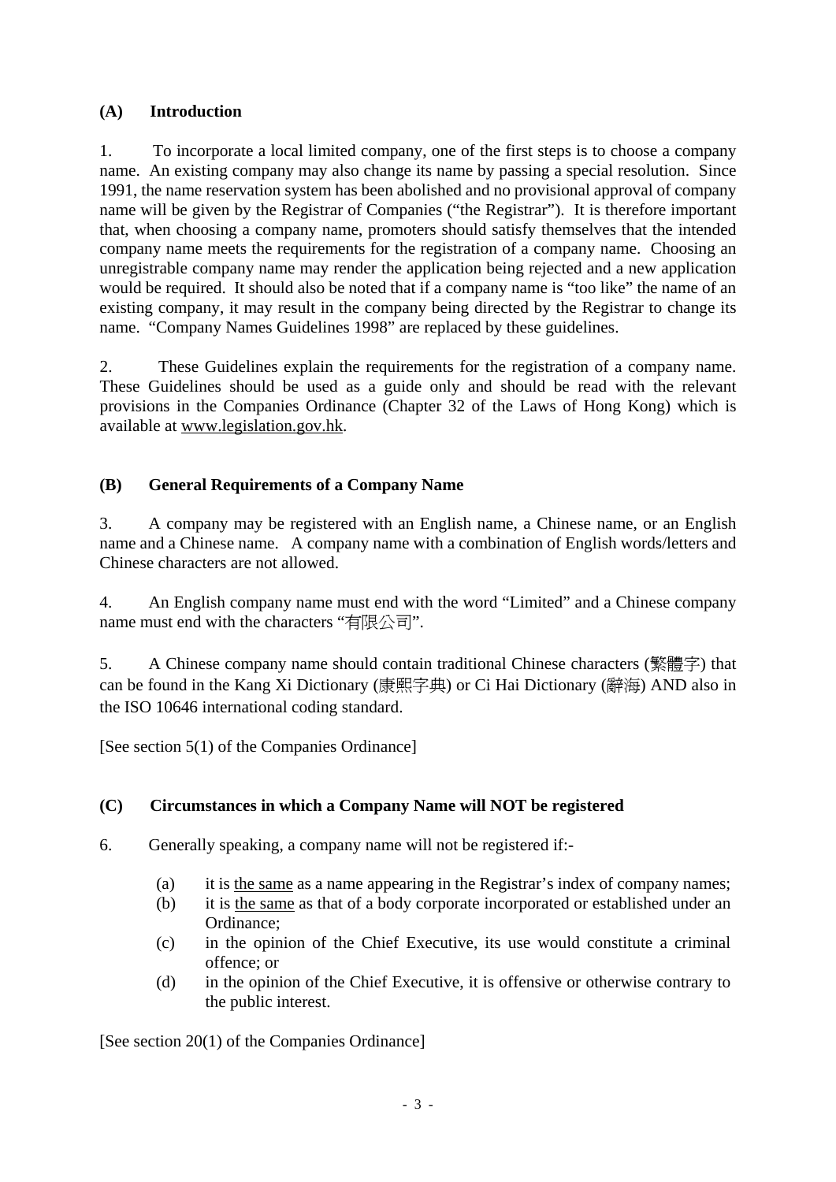## (A) Introduction

1. To incorporate a local limited company, one of the first steps is to choose a company name. An existing company may also change its name by passing a special resolution. Since 1991, the name reservation system has been abolished and no provisional approval of company name will be given by the Registrar of Companies ("the Registrar"). It is therefore important that, when choosing a company name, promoters should satisfy themselves that the intended company name meets the requirements for the registration of a company name. Choosing an unregistrable company name may render the application being rejected and a new application would be required. It should also be noted that if a company name is "too like" the name of an existing company, it may result in the company being directed by the Registrar to change its name. "Company Names Guidelines 1998" are replaced by these guidelines.

2. These Guidelines explain the requirements for the registration of a company name. These Guidelines should be used as a guide only and should be read with the relevant provisions in the Companies Ordinance (Chapter 32 of the Laws of Hong Kong) which is available at www.legislation.gov.hk.

## (B) General Requirements of a Company Name

3. A company may be registered with an English name, a Chinese name, or an English name and a Chinese name. A company name with a combination of English words/letters and Chinese characters are not allowed.

4. An English company name must end with the word "Limited" and a Chinese company name must end with the characters "有限公司".

5. A Chinese company name should contain traditional Chinese characters (繁體字) that can be found in the Kang Xi Dictionary (康熙字典) or Ci Hai Dictionary (辭海) AND also in the ISO 10646 international coding standard.

[See section 5(1) of the Companies Ordinance]

## (C) Circumstances in which a Company Name will NOT be registered

6. Generally speaking, a company name will not be registered if:-

   (a) it is <u>the same</u> as a name appearing in the Registrar's index of company names;
   (b) it is <u>the same</u> as that of a body corporate incorporated or established under an Ordinance;
   (c) in the opinion of the Chief Executive, its use would constitute a criminal offence; or
   (d) in the opinion of the Chief Executive, it is offensive or otherwise contrary to the public interest.

[See section 20(1) of the Companies Ordinance]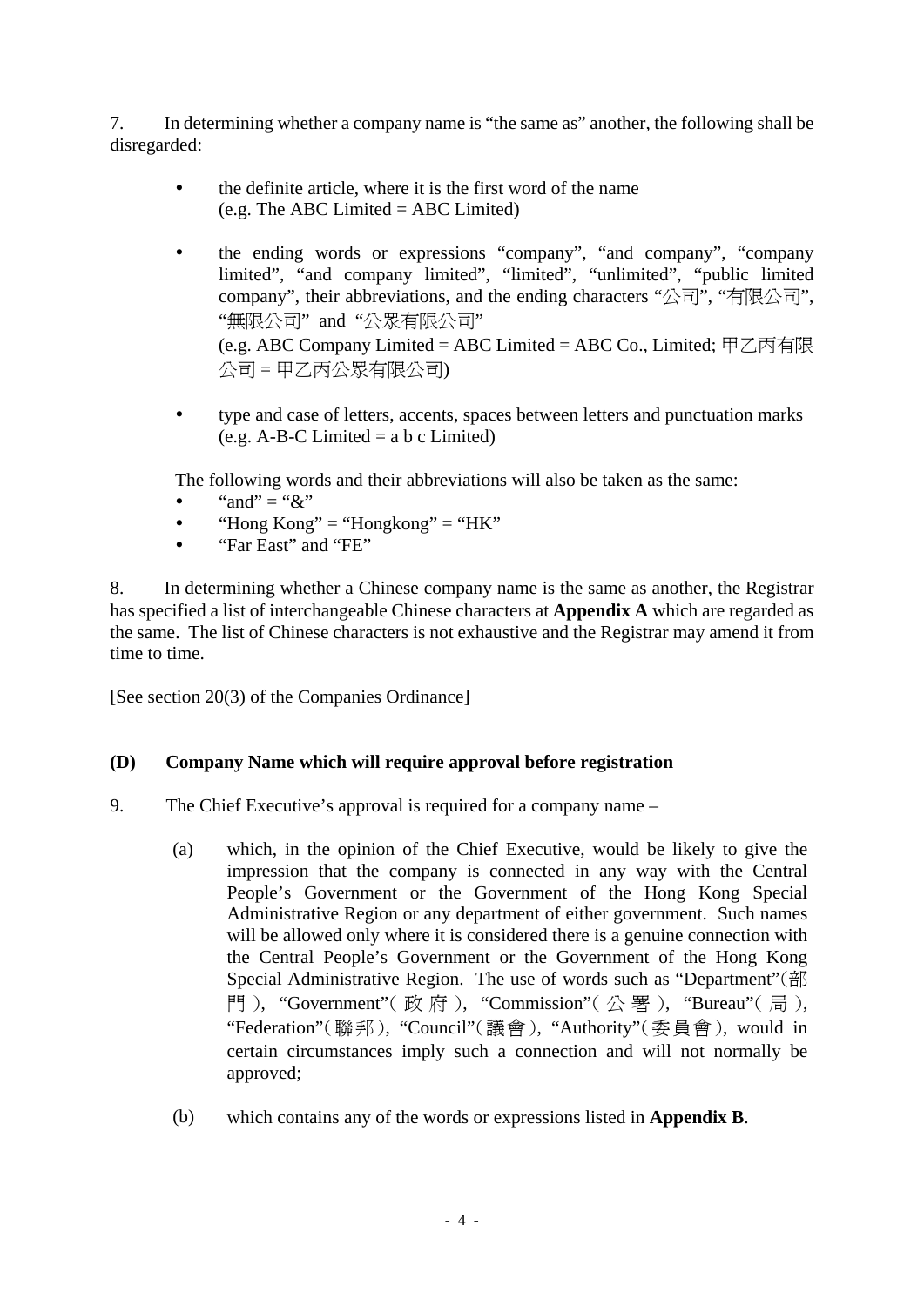7. In determining whether a company name is "the same as" another, the following shall be disregarded:

- the definite article, where it is the first word of the name (e.g. The ABC Limited = ABC Limited)

- the ending words or expressions "company", "and company", "company limited", "and company limited", "limited", "unlimited", "public limited company", their abbreviations, and the ending characters "公司", "有限公司", "無限公司" and "公眾有限公司"
  (e.g. ABC Company Limited = ABC Limited = ABC Co., Limited; 甲乙丙有限公司 = 甲乙丙公眾有限公司)

- type and case of letters, accents, spaces between letters and punctuation marks (e.g. A-B-C Limited = a b c Limited)

The following words and their abbreviations will also be taken as the same:

- "and" = "&"
- "Hong Kong" = "Hongkong" = "HK"
- "Far East" and "FE"

8. In determining whether a Chinese company name is the same as another, the Registrar has specified a list of interchangeable Chinese characters at **Appendix A** which are regarded as the same. The list of Chinese characters is not exhaustive and the Registrar may amend it from time to time.

[See section 20(3) of the Companies Ordinance]

### (D) Company Name which will require approval before registration

9. The Chief Executive's approval is required for a company name –

(a) which, in the opinion of the Chief Executive, would be likely to give the impression that the company is connected in any way with the Central People's Government or the Government of the Hong Kong Special Administrative Region or any department of either government. Such names will be allowed only where it is considered there is a genuine connection with the Central People's Government or the Government of the Hong Kong Special Administrative Region. The use of words such as "Department"(部門), "Government"(政府), "Commission"(公署), "Bureau"(局), "Federation"(聯邦), "Council"(議會), "Authority"(委員會), would in certain circumstances imply such a connection and will not normally be approved;

(b) which contains any of the words or expressions listed in **Appendix B**.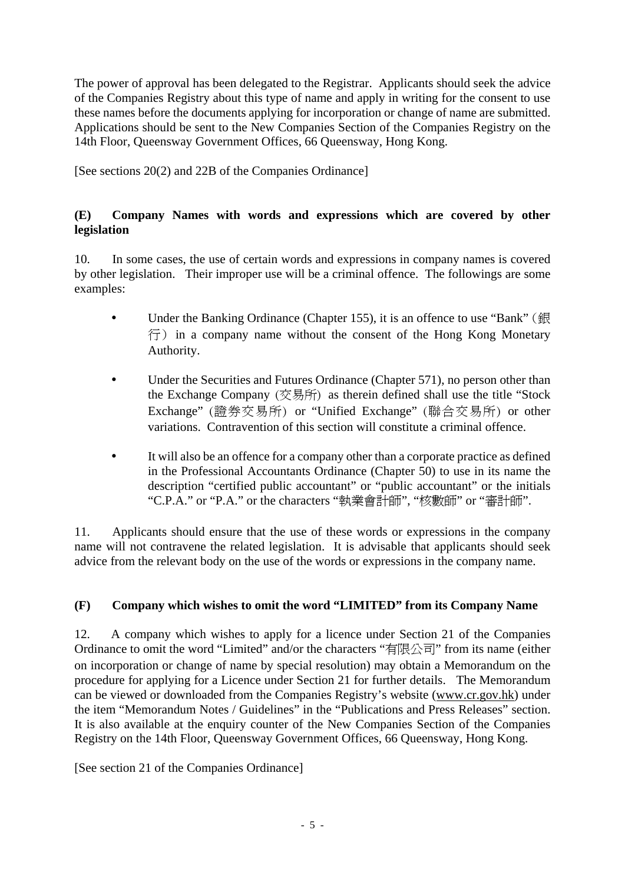The power of approval has been delegated to the Registrar. Applicants should seek the advice of the Companies Registry about this type of name and apply in writing for the consent to use these names before the documents applying for incorporation or change of name are submitted. Applications should be sent to the New Companies Section of the Companies Registry on the 14th Floor, Queensway Government Offices, 66 Queensway, Hong Kong.

[See sections 20(2) and 22B of the Companies Ordinance]

## (E) Company Names with words and expressions which are covered by other legislation

10. In some cases, the use of certain words and expressions in company names is covered by other legislation. Their improper use will be a criminal offence. The followings are some examples:

- Under the Banking Ordinance (Chapter 155), it is an offence to use "Bank"（銀行）in a company name without the consent of the Hong Kong Monetary Authority.
- Under the Securities and Futures Ordinance (Chapter 571), no person other than the Exchange Company (交易所) as therein defined shall use the title "Stock Exchange" (證券交易所) or "Unified Exchange" (聯合交易所) or other variations. Contravention of this section will constitute a criminal offence.
- It will also be an offence for a company other than a corporate practice as defined in the Professional Accountants Ordinance (Chapter 50) to use in its name the description "certified public accountant" or "public accountant" or the initials "C.P.A." or "P.A." or the characters "執業會計師", "核數師" or "審計師".

11. Applicants should ensure that the use of these words or expressions in the company name will not contravene the related legislation. It is advisable that applicants should seek advice from the relevant body on the use of the words or expressions in the company name.

## (F) Company which wishes to omit the word "LIMITED" from its Company Name

12. A company which wishes to apply for a licence under Section 21 of the Companies Ordinance to omit the word "Limited" and/or the characters "有限公司" from its name (either on incorporation or change of name by special resolution) may obtain a Memorandum on the procedure for applying for a Licence under Section 21 for further details. The Memorandum can be viewed or downloaded from the Companies Registry's website (www.cr.gov.hk) under the item "Memorandum Notes / Guidelines" in the "Publications and Press Releases" section. It is also available at the enquiry counter of the New Companies Section of the Companies Registry on the 14th Floor, Queensway Government Offices, 66 Queensway, Hong Kong.

[See section 21 of the Companies Ordinance]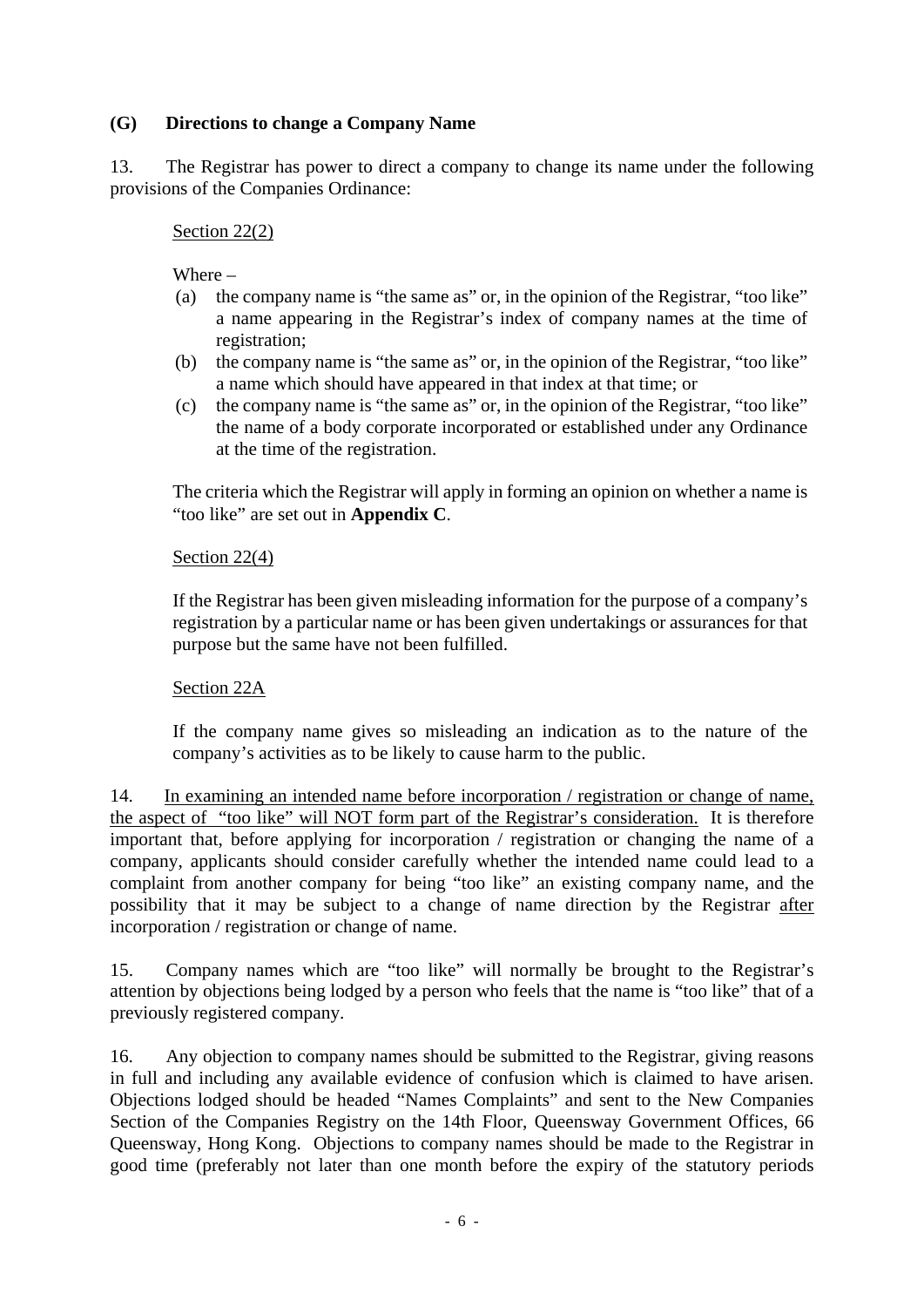### (G) Directions to change a Company Name

13. The Registrar has power to direct a company to change its name under the following provisions of the Companies Ordinance:

<u>Section 22(2)</u>

Where –

(a) the company name is "the same as" or, in the opinion of the Registrar, "too like" a name appearing in the Registrar's index of company names at the time of registration;

(b) the company name is "the same as" or, in the opinion of the Registrar, "too like" a name which should have appeared in that index at that time; or

(c) the company name is "the same as" or, in the opinion of the Registrar, "too like" the name of a body corporate incorporated or established under any Ordinance at the time of the registration.

The criteria which the Registrar will apply in forming an opinion on whether a name is "too like" are set out in **Appendix C**.

<u>Section 22(4)</u>

If the Registrar has been given misleading information for the purpose of a company's registration by a particular name or has been given undertakings or assurances for that purpose but the same have not been fulfilled.

<u>Section 22A</u>

If the company name gives so misleading an indication as to the nature of the company's activities as to be likely to cause harm to the public.

14. <u>In examining an intended name before incorporation / registration or change of name, the aspect of "too like" will NOT form part of the Registrar's consideration.</u> It is therefore important that, before applying for incorporation / registration or changing the name of a company, applicants should consider carefully whether the intended name could lead to a complaint from another company for being "too like" an existing company name, and the possibility that it may be subject to a change of name direction by the Registrar <u>after</u> incorporation / registration or change of name.

15. Company names which are "too like" will normally be brought to the Registrar's attention by objections being lodged by a person who feels that the name is "too like" that of a previously registered company.

16. Any objection to company names should be submitted to the Registrar, giving reasons in full and including any available evidence of confusion which is claimed to have arisen. Objections lodged should be headed "Names Complaints" and sent to the New Companies Section of the Companies Registry on the 14th Floor, Queensway Government Offices, 66 Queensway, Hong Kong. Objections to company names should be made to the Registrar in good time (preferably not later than one month before the expiry of the statutory periods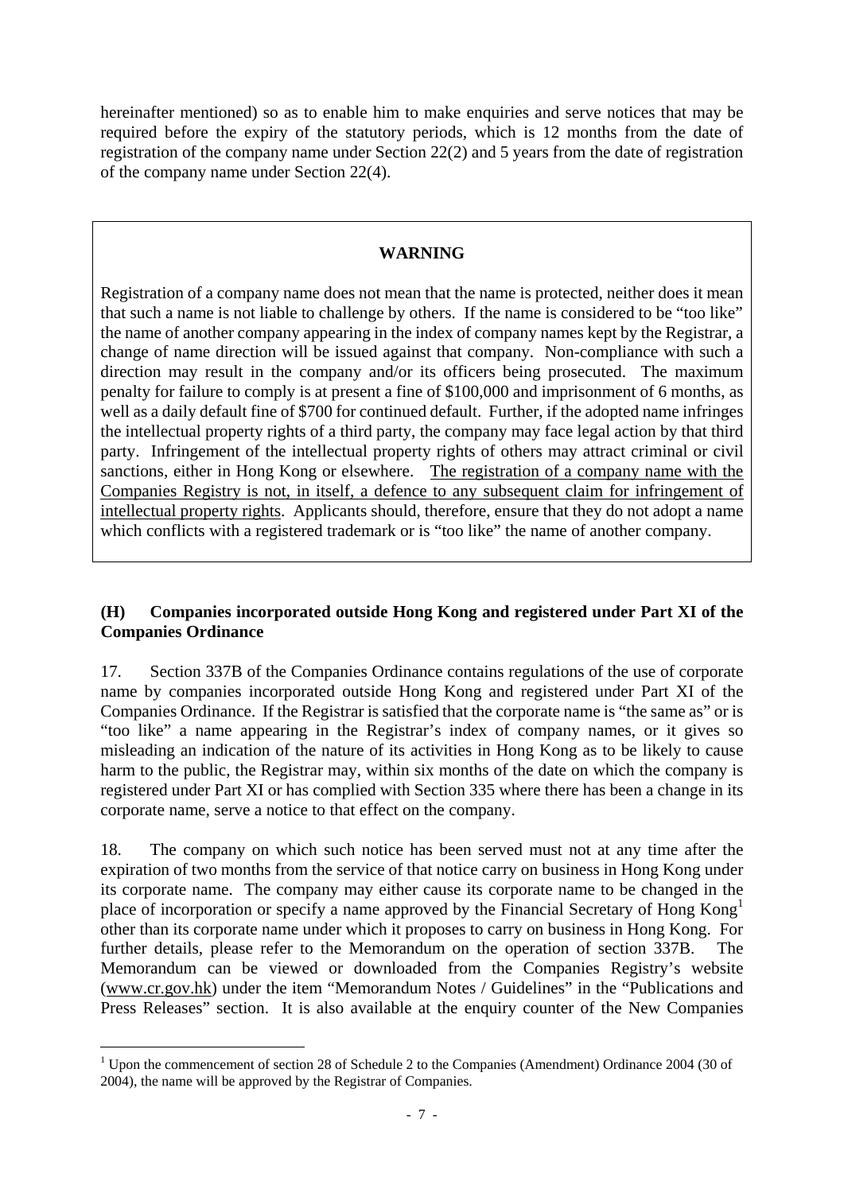hereinafter mentioned) so as to enable him to make enquiries and serve notices that may be required before the expiry of the statutory periods, which is 12 months from the date of registration of the company name under Section 22(2) and 5 years from the date of registration of the company name under Section 22(4).

> **WARNING**
>
> Registration of a company name does not mean that the name is protected, neither does it mean that such a name is not liable to challenge by others. If the name is considered to be "too like" the name of another company appearing in the index of company names kept by the Registrar, a change of name direction will be issued against that company. Non-compliance with such a direction may result in the company and/or its officers being prosecuted. The maximum penalty for failure to comply is at present a fine of $100,000 and imprisonment of 6 months, as well as a daily default fine of $700 for continued default. Further, if the adopted name infringes the intellectual property rights of a third party, the company may face legal action by that third party. Infringement of the intellectual property rights of others may attract criminal or civil sanctions, either in Hong Kong or elsewhere. <u>The registration of a company name with the Companies Registry is not, in itself, a defence to any subsequent claim for infringement of intellectual property rights</u>. Applicants should, therefore, ensure that they do not adopt a name which conflicts with a registered trademark or is "too like" the name of another company.

### (H) Companies incorporated outside Hong Kong and registered under Part XI of the Companies Ordinance

17. Section 337B of the Companies Ordinance contains regulations of the use of corporate name by companies incorporated outside Hong Kong and registered under Part XI of the Companies Ordinance. If the Registrar is satisfied that the corporate name is "the same as" or is "too like" a name appearing in the Registrar's index of company names, or it gives so misleading an indication of the nature of its activities in Hong Kong as to be likely to cause harm to the public, the Registrar may, within six months of the date on which the company is registered under Part XI or has complied with Section 335 where there has been a change in its corporate name, serve a notice to that effect on the company.

18. The company on which such notice has been served must not at any time after the expiration of two months from the service of that notice carry on business in Hong Kong under its corporate name. The company may either cause its corporate name to be changed in the place of incorporation or specify a name approved by the Financial Secretary of Hong Kong[1] other than its corporate name under which it proposes to carry on business in Hong Kong. For further details, please refer to the Memorandum on the operation of section 337B. The Memorandum can be viewed or downloaded from the Companies Registry's website (www.cr.gov.hk) under the item "Memorandum Notes / Guidelines" in the "Publications and Press Releases" section. It is also available at the enquiry counter of the New Companies

[1] Upon the commencement of section 28 of Schedule 2 to the Companies (Amendment) Ordinance 2004 (30 of 2004), the name will be approved by the Registrar of Companies.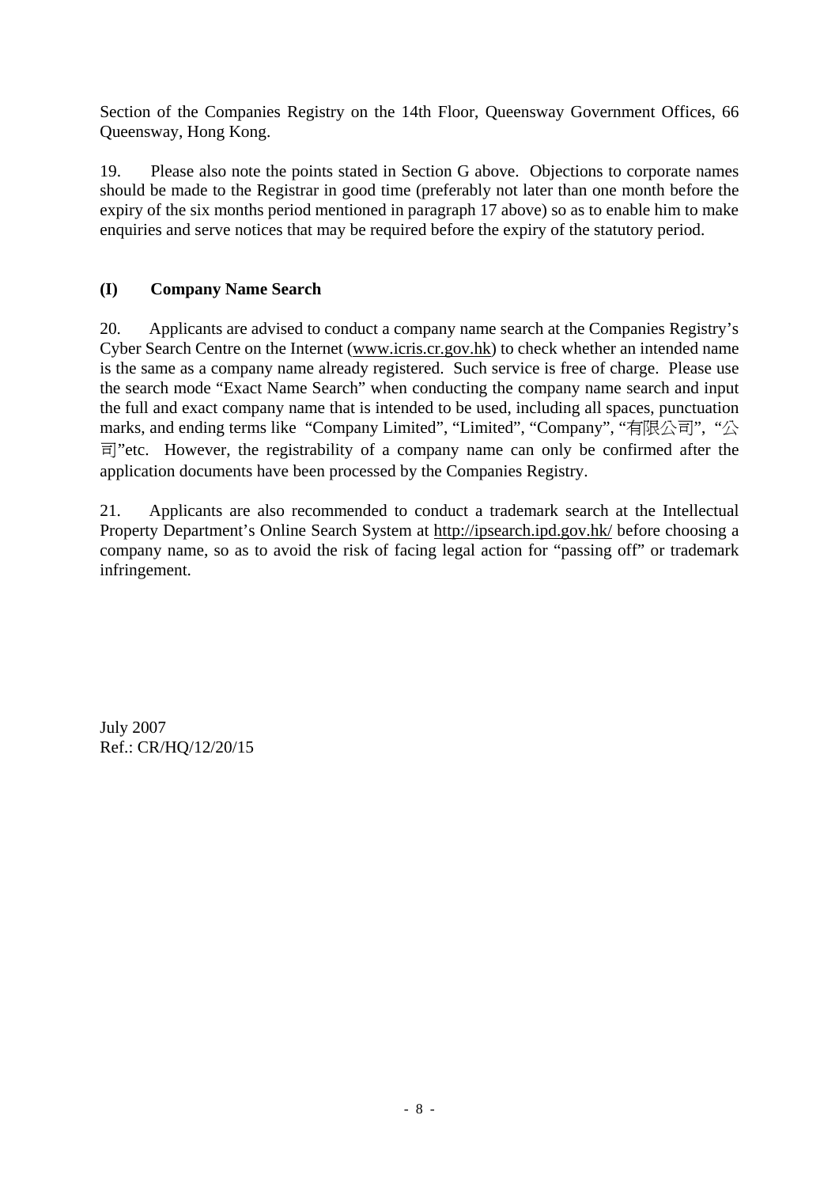Section of the Companies Registry on the 14th Floor, Queensway Government Offices, 66 Queensway, Hong Kong.

19. Please also note the points stated in Section G above. Objections to corporate names should be made to the Registrar in good time (preferably not later than one month before the expiry of the six months period mentioned in paragraph 17 above) so as to enable him to make enquiries and serve notices that may be required before the expiry of the statutory period.

## (I) Company Name Search

20. Applicants are advised to conduct a company name search at the Companies Registry's Cyber Search Centre on the Internet (www.icris.cr.gov.hk) to check whether an intended name is the same as a company name already registered. Such service is free of charge. Please use the search mode "Exact Name Search" when conducting the company name search and input the full and exact company name that is intended to be used, including all spaces, punctuation marks, and ending terms like "Company Limited", "Limited", "Company", "有限公司", "公司"etc. However, the registrability of a company name can only be confirmed after the application documents have been processed by the Companies Registry.

21. Applicants are also recommended to conduct a trademark search at the Intellectual Property Department's Online Search System at http://ipsearch.ipd.gov.hk/ before choosing a company name, so as to avoid the risk of facing legal action for "passing off" or trademark infringement.

July 2007
Ref.: CR/HQ/12/20/15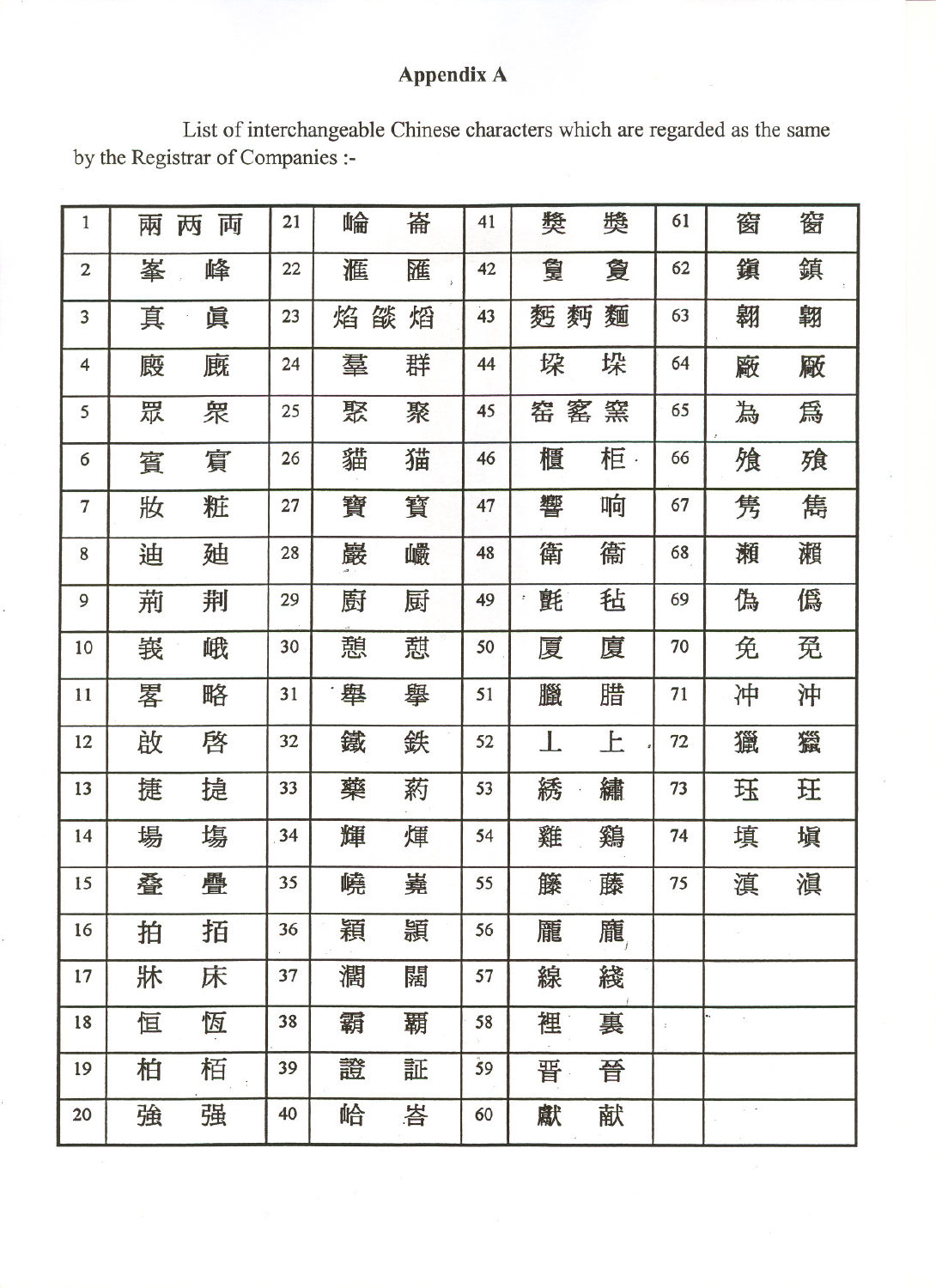# Appendix A

List of interchangeable Chinese characters which are regarded as the same by the Registrar of Companies :-

| 1 | 兩 两 両 | 21 | 崘 崙 | 41 | 奬 獎 | 61 | 窗 窻 |
|---|---|---|---|---|---|---|---|
| 2 | 峯 峰 | 22 | 滙 匯 | 42 | 敻 夐 | 62 | 鎮 鎭 |
| 3 | 真 眞 | 23 | 焰 燄 熖 | 43 | 麪 麫 麵 | 63 | 翺 翶 |
| 4 | 廄 廐 | 24 | 羣 群 | 44 | 垜 垛 | 64 | 厰 廠 |
| 5 | 眾 衆 | 25 | 聚 聚 | 45 | 窑 窰 窯 | 65 | 為 爲 |
| 6 | 賓 賔 | 26 | 貓 猫 | 46 | 櫃 柜 | 66 | 飧 飱 |
| 7 | 妝 粧 | 27 | 寶 寳 | 47 | 響 响 | 67 | 雋 隽 |
| 8 | 油 廸 | 28 | 巖 巗 | 48 | 衛 衞 | 68 | 瀨 瀬 |
| 9 | 荊 荆 | 29 | 廚 厨 | 49 | 氈 毡 | 69 | 偽 僞 |
| 10 | 峩 峨 | 30 | 憩 憇 | 50 | 厦 廈 | 70 | 免 兎 |
| 11 | 畧 略 | 31 | 舉 擧 | 51 | 臘 腊 | 71 | 冲 沖 |
| 12 | 啟 啓 | 32 | 鐵 鉄 | 52 | 丄 上 | 72 | 獵 獦 |
| 13 | 捷 㨗 | 33 | 藥 葯 | 53 | 綉 繡 | 73 | 珏 玨 |
| 14 | 場 塲 | 34 | 輝 煇 | 54 | 雞 鷄 | 74 | 填 塡 |
| 15 | 叠 疊 | 35 | 嶢 嶤 | 55 | 籐 藤 | 75 | 滇 滇 |
| 16 | 拍 拓 | 36 | 穎 頴 | 56 | 麗 龐 | | |
| 17 | 牀 床 | 37 | 濶 闊 | 57 | 線 綫 | | |
| 18 | 恒 恆 | 38 | 霸 覇 | 58 | 裡 裏 | | |
| 19 | 柏 栢 | 39 | 證 証 | 59 | 晋 晉 | | |
| 20 | 強 强 | 40 | 峪 峪 | 60 | 獻 献 | | |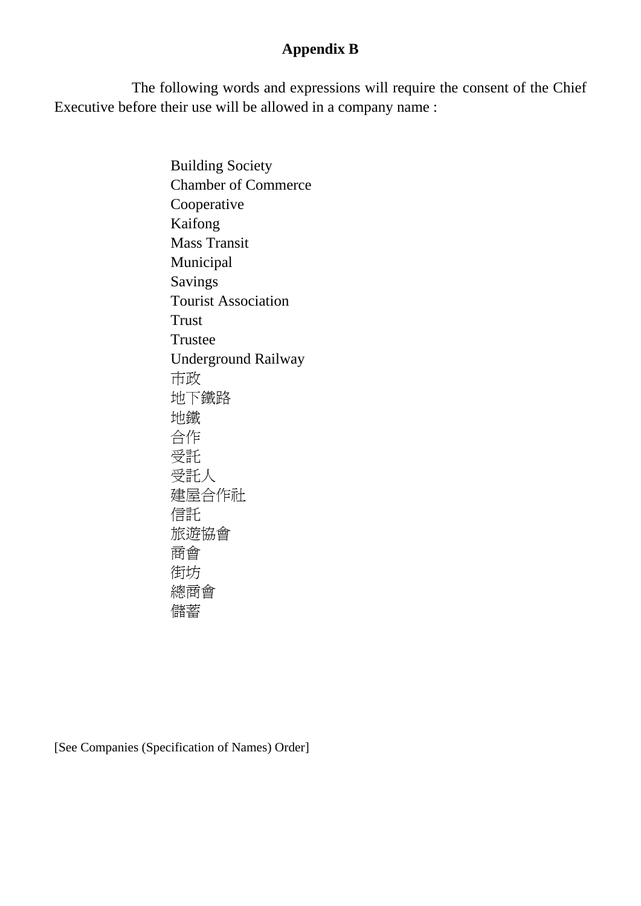# Appendix B

The following words and expressions will require the consent of the Chief Executive before their use will be allowed in a company name :

Building Society
Chamber of Commerce
Cooperative
Kaifong
Mass Transit
Municipal
Savings
Tourist Association
Trust
Trustee
Underground Railway
市政
地下鐵路
地鐵
合作
受託
受託人
建屋合作社
信託
旅遊協會
商會
街坊
總商會
儲蓄

[See Companies (Specification of Names) Order]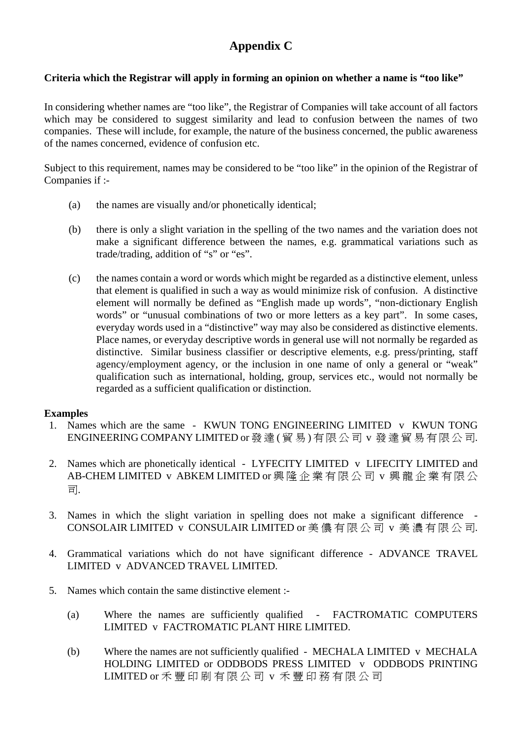# Appendix C

**Criteria which the Registrar will apply in forming an opinion on whether a name is "too like"**

In considering whether names are "too like", the Registrar of Companies will take account of all factors which may be considered to suggest similarity and lead to confusion between the names of two companies. These will include, for example, the nature of the business concerned, the public awareness of the names concerned, evidence of confusion etc.

Subject to this requirement, names may be considered to be "too like" in the opinion of the Registrar of Companies if :-

(a) the names are visually and/or phonetically identical;

(b) there is only a slight variation in the spelling of the two names and the variation does not make a significant difference between the names, e.g. grammatical variations such as trade/trading, addition of "s" or "es".

(c) the names contain a word or words which might be regarded as a distinctive element, unless that element is qualified in such a way as would minimize risk of confusion. A distinctive element will normally be defined as "English made up words", "non-dictionary English words" or "unusual combinations of two or more letters as a key part". In some cases, everyday words used in a "distinctive" way may also be considered as distinctive elements. Place names, or everyday descriptive words in general use will not normally be regarded as distinctive. Similar business classifier or descriptive elements, e.g. press/printing, staff agency/employment agency, or the inclusion in one name of only a general or "weak" qualification such as international, holding, group, services etc., would not normally be regarded as a sufficient qualification or distinction.

**Examples**

1. Names which are the same - KWUN TONG ENGINEERING LIMITED v KWUN TONG ENGINEERING COMPANY LIMITED or 發達(貿易)有限公司 v 發達貿易有限公司.

2. Names which are phonetically identical - LYFECITY LIMITED v LIFECITY LIMITED and AB-CHEM LIMITED v ABKEM LIMITED or 興隆企業有限公司 v 興龍企業有限公司.

3. Names in which the slight variation in spelling does not make a significant difference - CONSOLAIR LIMITED v CONSULAIR LIMITED or 美儂有限公司 v 美濃有限公司.

4. Grammatical variations which do not have significant difference - ADVANCE TRAVEL LIMITED v ADVANCED TRAVEL LIMITED.

5. Names which contain the same distinctive element :-

   (a) Where the names are sufficiently qualified - FACTROMATIC COMPUTERS LIMITED v FACTROMATIC PLANT HIRE LIMITED.

   (b) Where the names are not sufficiently qualified - MECHALA LIMITED v MECHALA HOLDING LIMITED or ODDBODS PRESS LIMITED v ODDBODS PRINTING LIMITED or 禾豐印刷有限公司 v 禾豐印務有限公司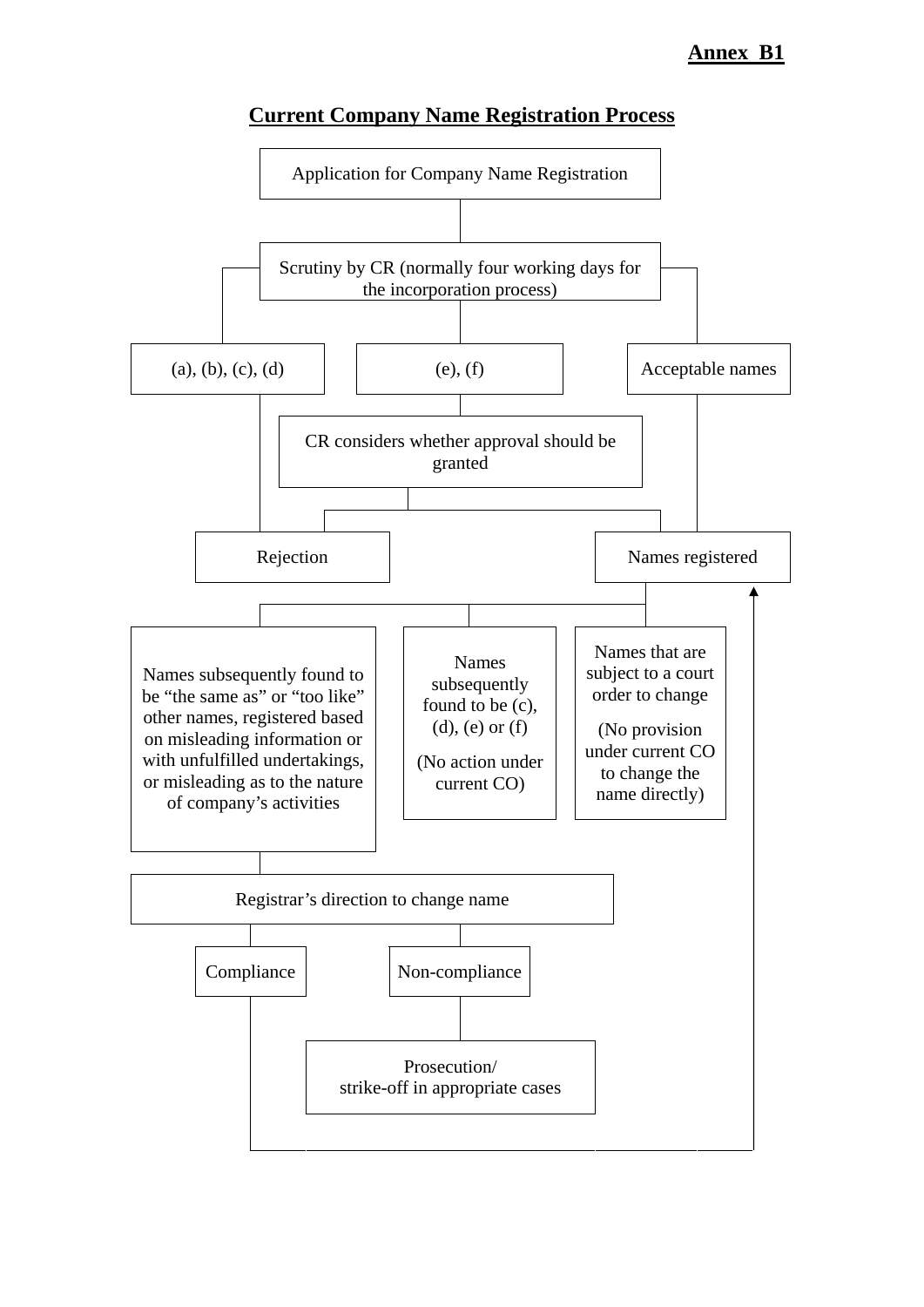**Annex B1**

## Current Company Name Registration Process

Application for Company Name Registration

Scrutiny by CR (normally four working days for the incorporation process)

(a), (b), (c), (d)

(e), (f)

Acceptable names

CR considers whether approval should be granted

Rejection

Names registered

Names subsequently found to be "the same as" or "too like" other names, registered based on misleading information or with unfulfilled undertakings, or misleading as to the nature of company's activities

Names subsequently found to be (c), (d), (e) or (f)

(No action under current CO)

Names that are subject to a court order to change

(No provision under current CO to change the name directly)

Registrar's direction to change name

Compliance

Non-compliance

Prosecution/
strike-off in appropriate cases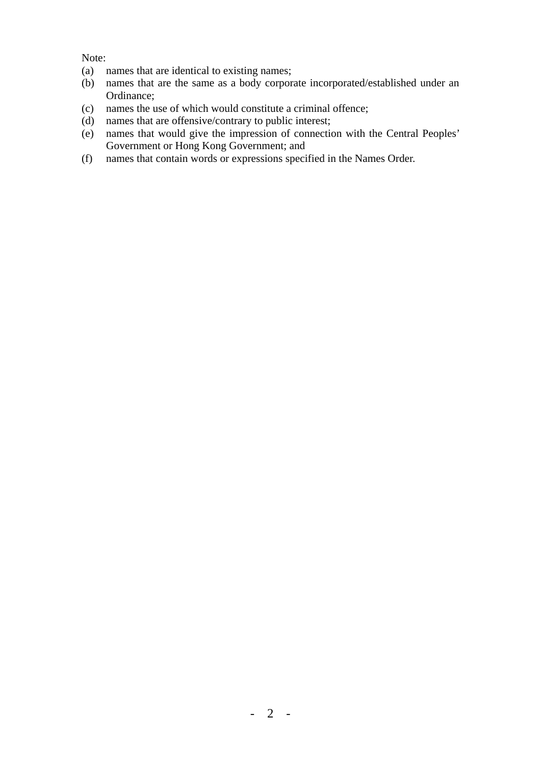Note:

(a) names that are identical to existing names;
(b) names that are the same as a body corporate incorporated/established under an Ordinance;
(c) names the use of which would constitute a criminal offence;
(d) names that are offensive/contrary to public interest;
(e) names that would give the impression of connection with the Central Peoples' Government or Hong Kong Government; and
(f) names that contain words or expressions specified in the Names Order.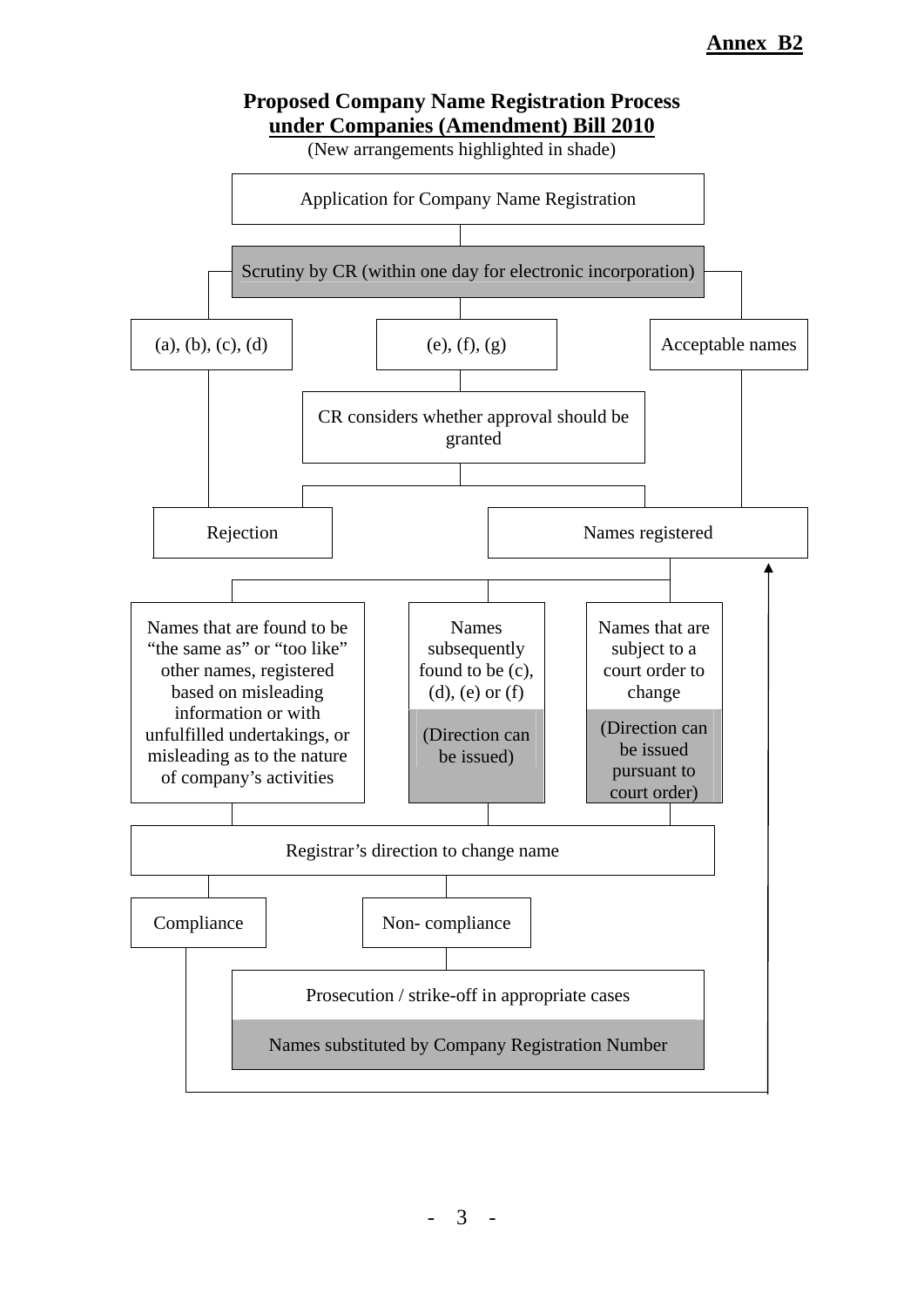**Annex B2**

## Proposed Company Name Registration Process under Companies (Amendment) Bill 2010

(New arrangements highlighted in shade)

Application for Company Name Registration

Scrutiny by CR (within one day for electronic incorporation)

(a), (b), (c), (d)

(e), (f), (g)

Acceptable names

CR considers whether approval should be granted

Rejection

Names registered

Names that are found to be "the same as" or "too like" other names, registered based on misleading information or with unfulfilled undertakings, or misleading as to the nature of company's activities

Names subsequently found to be (c), (d), (e) or (f)

(Direction can be issued)

Names that are subject to a court order to change

(Direction can be issued pursuant to court order)

Registrar's direction to change name

Compliance

Non- compliance

Prosecution / strike-off in appropriate cases

Names substituted by Company Registration Number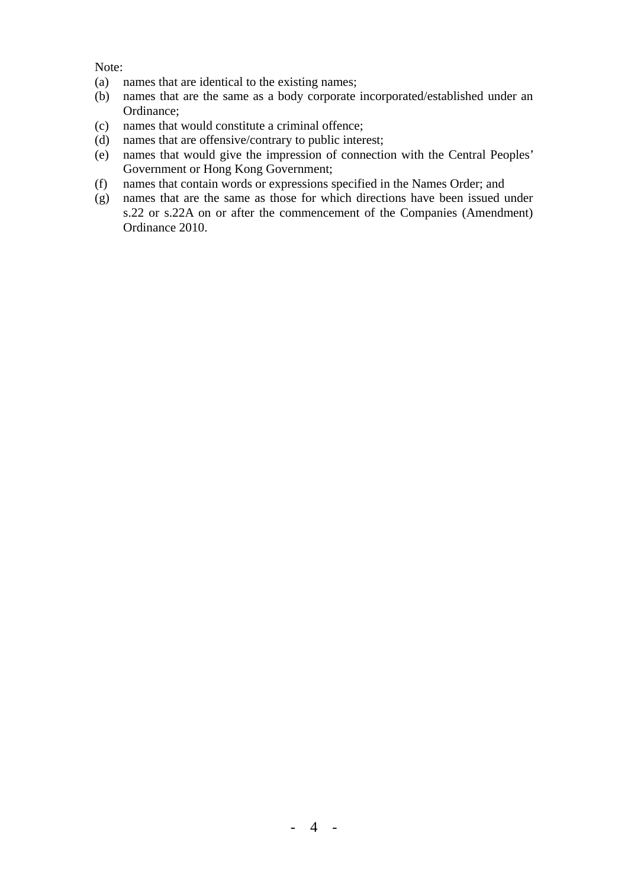Note:

(a) names that are identical to the existing names;
(b) names that are the same as a body corporate incorporated/established under an Ordinance;
(c) names that would constitute a criminal offence;
(d) names that are offensive/contrary to public interest;
(e) names that would give the impression of connection with the Central Peoples' Government or Hong Kong Government;
(f) names that contain words or expressions specified in the Names Order; and
(g) names that are the same as those for which directions have been issued under s.22 or s.22A on or after the commencement of the Companies (Amendment) Ordinance 2010.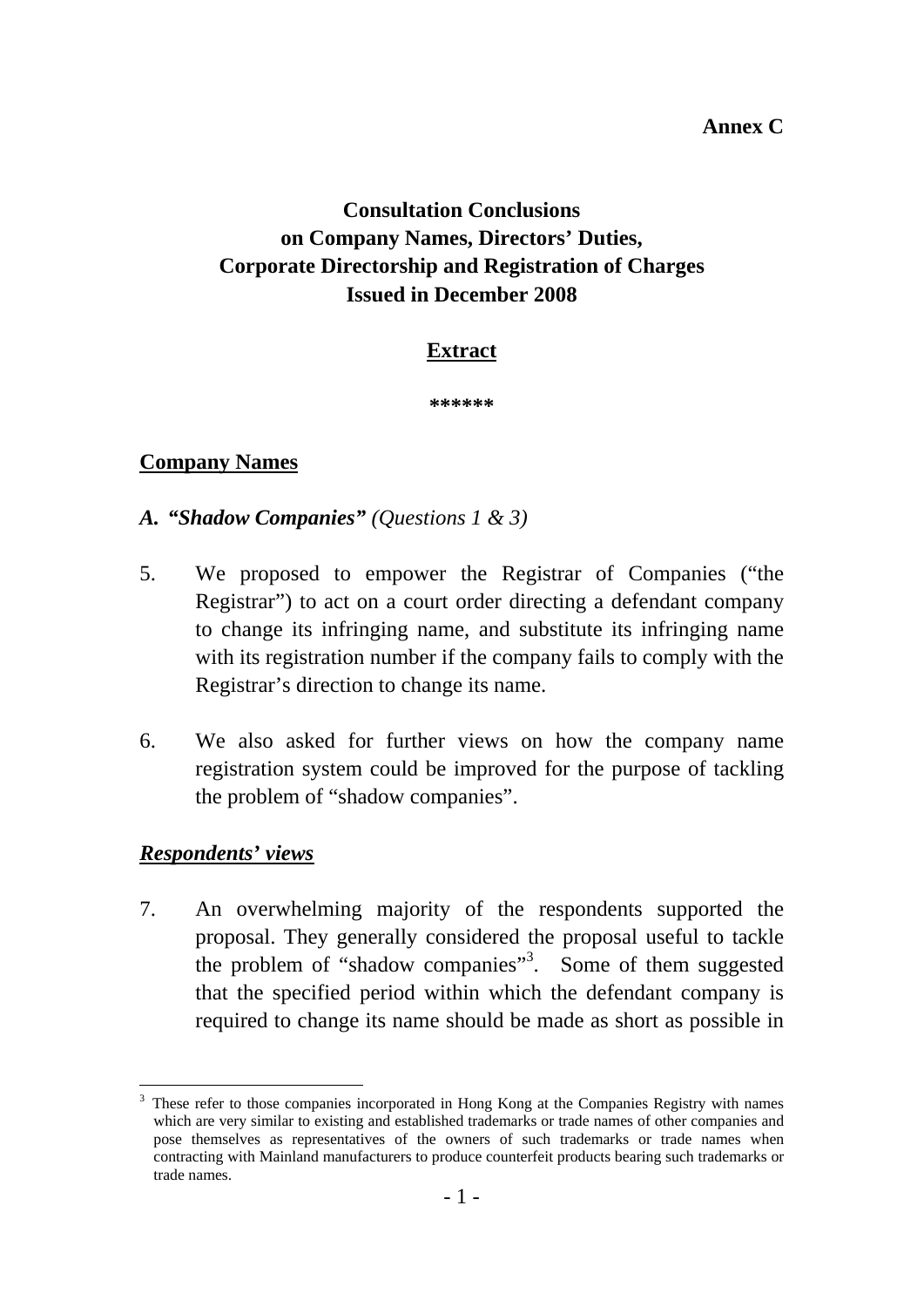**Annex C**

# Consultation Conclusions on Company Names, Directors' Duties, Corporate Directorship and Registration of Charges Issued in December 2008

**Extract**

**\*\*\*\*\*\***

## Company Names

### *A. "Shadow Companies" (Questions 1 & 3)*

5. We proposed to empower the Registrar of Companies ("the Registrar") to act on a court order directing a defendant company to change its infringing name, and substitute its infringing name with its registration number if the company fails to comply with the Registrar's direction to change its name.

6. We also asked for further views on how the company name registration system could be improved for the purpose of tackling the problem of "shadow companies".

### ***Respondents' views***

7. An overwhelming majority of the respondents supported the proposal. They generally considered the proposal useful to tackle the problem of "shadow companies"[3]. Some of them suggested that the specified period within which the defendant company is required to change its name should be made as short as possible in

[3] These refer to those companies incorporated in Hong Kong at the Companies Registry with names which are very similar to existing and established trademarks or trade names of other companies and pose themselves as representatives of the owners of such trademarks or trade names when contracting with Mainland manufacturers to produce counterfeit products bearing such trademarks or trade names.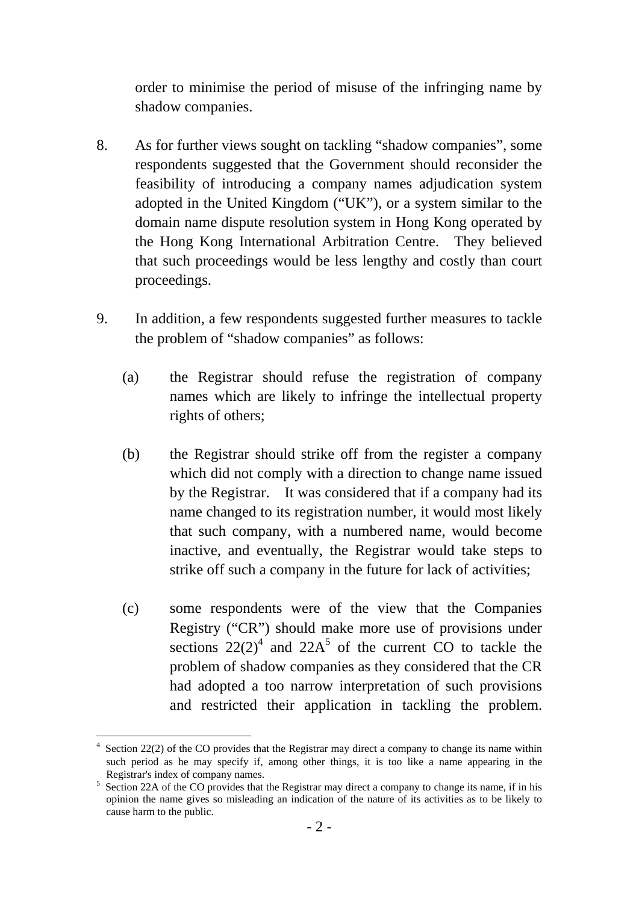order to minimise the period of misuse of the infringing name by shadow companies.

8. As for further views sought on tackling "shadow companies", some respondents suggested that the Government should reconsider the feasibility of introducing a company names adjudication system adopted in the United Kingdom ("UK"), or a system similar to the domain name dispute resolution system in Hong Kong operated by the Hong Kong International Arbitration Centre. They believed that such proceedings would be less lengthy and costly than court proceedings.

9. In addition, a few respondents suggested further measures to tackle the problem of "shadow companies" as follows:

   (a) the Registrar should refuse the registration of company names which are likely to infringe the intellectual property rights of others;

   (b) the Registrar should strike off from the register a company which did not comply with a direction to change name issued by the Registrar. It was considered that if a company had its name changed to its registration number, it would most likely that such company, with a numbered name, would become inactive, and eventually, the Registrar would take steps to strike off such a company in the future for lack of activities;

   (c) some respondents were of the view that the Companies Registry ("CR") should make more use of provisions under sections 22(2)[4] and 22A[5] of the current CO to tackle the problem of shadow companies as they considered that the CR had adopted a too narrow interpretation of such provisions and restricted their application in tackling the problem.

---

[4] Section 22(2) of the CO provides that the Registrar may direct a company to change its name within such period as he may specify if, among other things, it is too like a name appearing in the Registrar's index of company names.

[5] Section 22A of the CO provides that the Registrar may direct a company to change its name, if in his opinion the name gives so misleading an indication of the nature of its activities as to be likely to cause harm to the public.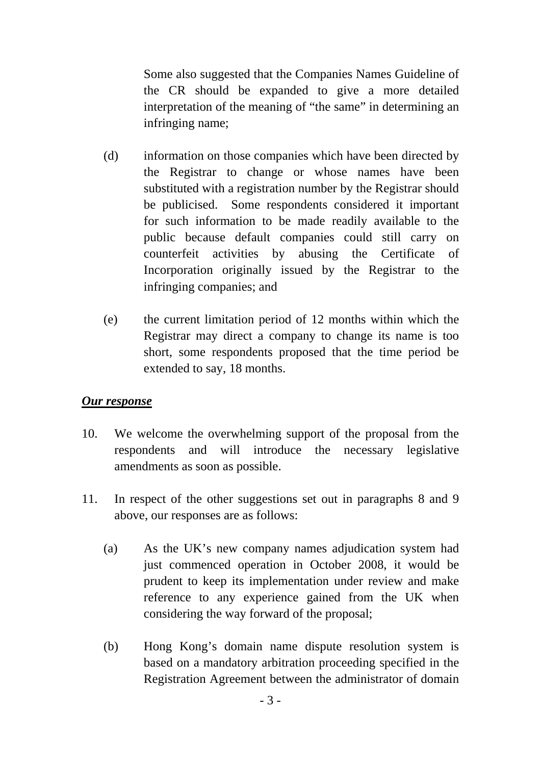Some also suggested that the Companies Names Guideline of the CR should be expanded to give a more detailed interpretation of the meaning of "the same" in determining an infringing name;

(d) information on those companies which have been directed by the Registrar to change or whose names have been substituted with a registration number by the Registrar should be publicised. Some respondents considered it important for such information to be made readily available to the public because default companies could still carry on counterfeit activities by abusing the Certificate of Incorporation originally issued by the Registrar to the infringing companies; and

(e) the current limitation period of 12 months within which the Registrar may direct a company to change its name is too short, some respondents proposed that the time period be extended to say, 18 months.

***Our response***

10. We welcome the overwhelming support of the proposal from the respondents and will introduce the necessary legislative amendments as soon as possible.

11. In respect of the other suggestions set out in paragraphs 8 and 9 above, our responses are as follows:

(a) As the UK's new company names adjudication system had just commenced operation in October 2008, it would be prudent to keep its implementation under review and make reference to any experience gained from the UK when considering the way forward of the proposal;

(b) Hong Kong's domain name dispute resolution system is based on a mandatory arbitration proceeding specified in the Registration Agreement between the administrator of domain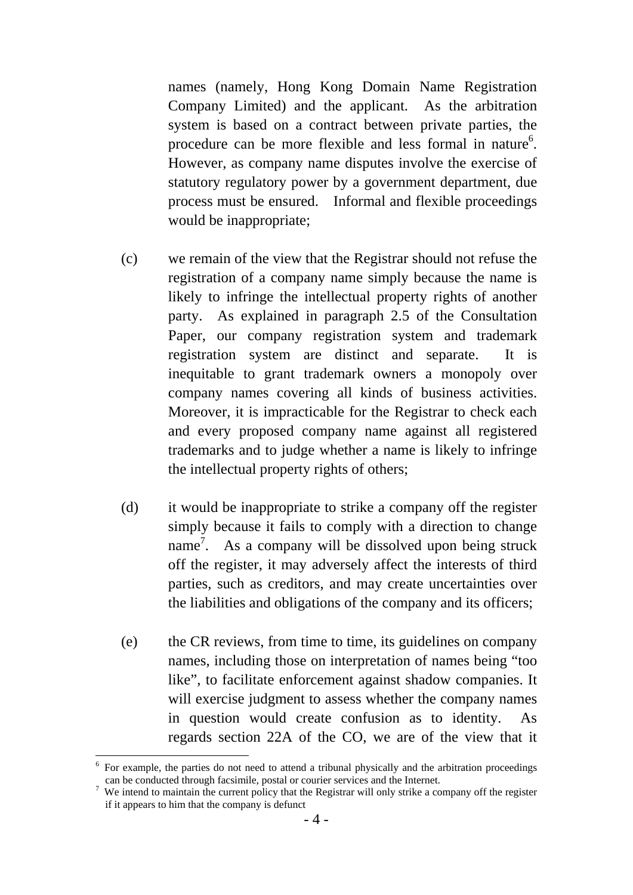names (namely, Hong Kong Domain Name Registration Company Limited) and the applicant. As the arbitration system is based on a contract between private parties, the procedure can be more flexible and less formal in nature[6]. However, as company name disputes involve the exercise of statutory regulatory power by a government department, due process must be ensured. Informal and flexible proceedings would be inappropriate;

(c) we remain of the view that the Registrar should not refuse the registration of a company name simply because the name is likely to infringe the intellectual property rights of another party. As explained in paragraph 2.5 of the Consultation Paper, our company registration system and trademark registration system are distinct and separate. It is inequitable to grant trademark owners a monopoly over company names covering all kinds of business activities. Moreover, it is impracticable for the Registrar to check each and every proposed company name against all registered trademarks and to judge whether a name is likely to infringe the intellectual property rights of others;

(d) it would be inappropriate to strike a company off the register simply because it fails to comply with a direction to change name[7]. As a company will be dissolved upon being struck off the register, it may adversely affect the interests of third parties, such as creditors, and may create uncertainties over the liabilities and obligations of the company and its officers;

(e) the CR reviews, from time to time, its guidelines on company names, including those on interpretation of names being "too like", to facilitate enforcement against shadow companies. It will exercise judgment to assess whether the company names in question would create confusion as to identity. As regards section 22A of the CO, we are of the view that it

---

[6] For example, the parties do not need to attend a tribunal physically and the arbitration proceedings can be conducted through facsimile, postal or courier services and the Internet.

[7] We intend to maintain the current policy that the Registrar will only strike a company off the register if it appears to him that the company is defunct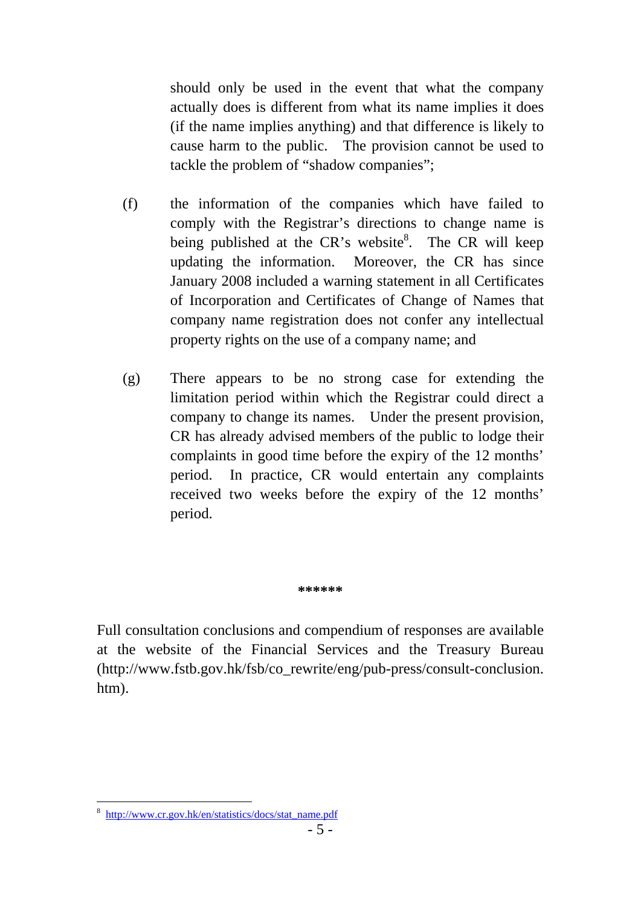should only be used in the event that what the company actually does is different from what its name implies it does (if the name implies anything) and that difference is likely to cause harm to the public. The provision cannot be used to tackle the problem of "shadow companies";

(f) the information of the companies which have failed to comply with the Registrar's directions to change name is being published at the CR's website[8]. The CR will keep updating the information. Moreover, the CR has since January 2008 included a warning statement in all Certificates of Incorporation and Certificates of Change of Names that company name registration does not confer any intellectual property rights on the use of a company name; and

(g) There appears to be no strong case for extending the limitation period within which the Registrar could direct a company to change its names. Under the present provision, CR has already advised members of the public to lodge their complaints in good time before the expiry of the 12 months' period. In practice, CR would entertain any complaints received two weeks before the expiry of the 12 months' period.

******

Full consultation conclusions and compendium of responses are available at the website of the Financial Services and the Treasury Bureau (http://www.fstb.gov.hk/fsb/co_rewrite/eng/pub-press/consult-conclusion.htm).

---

[8] http://www.cr.gov.hk/en/statistics/docs/stat_name.pdf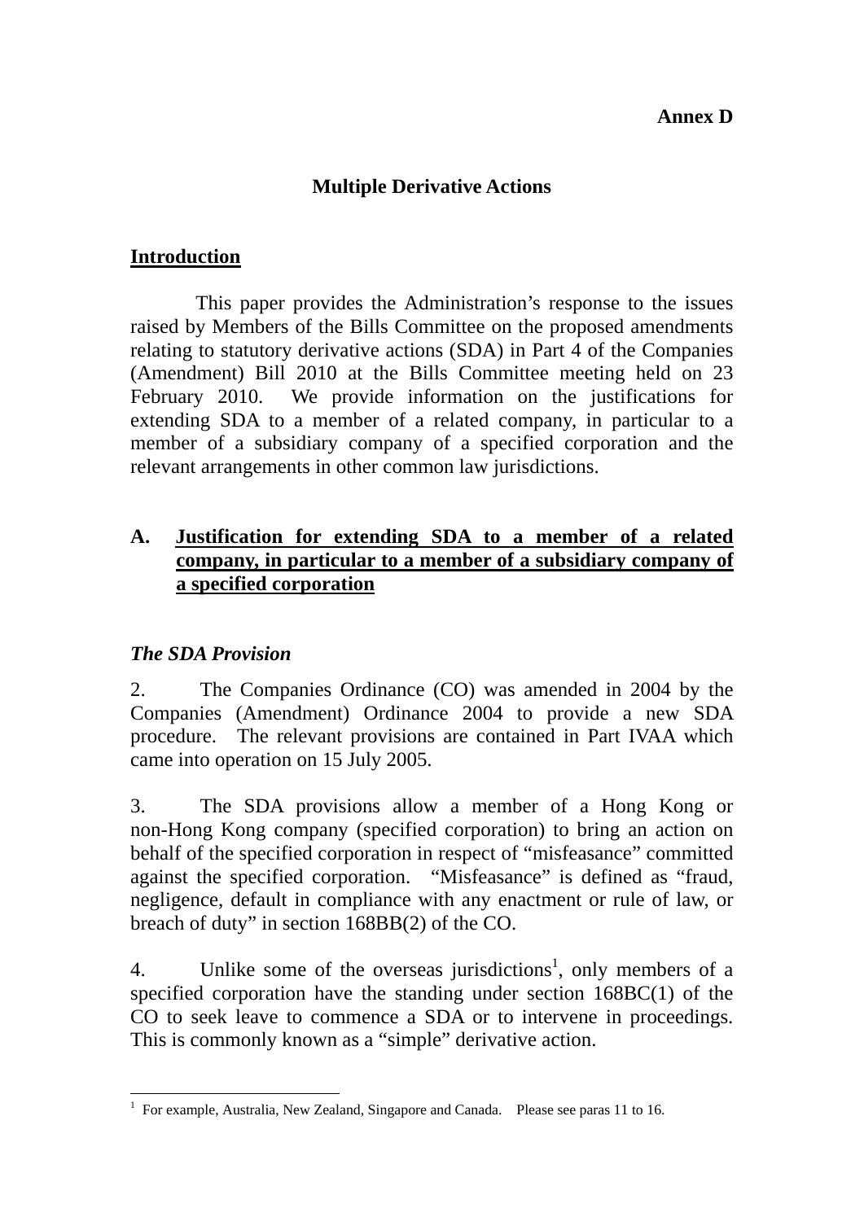**Annex D**

## Multiple Derivative Actions

### Introduction

This paper provides the Administration's response to the issues raised by Members of the Bills Committee on the proposed amendments relating to statutory derivative actions (SDA) in Part 4 of the Companies (Amendment) Bill 2010 at the Bills Committee meeting held on 23 February 2010. We provide information on the justifications for extending SDA to a member of a related company, in particular to a member of a subsidiary company of a specified corporation and the relevant arrangements in other common law jurisdictions.

### A. Justification for extending SDA to a member of a related company, in particular to a member of a subsidiary company of a specified corporation

#### *The SDA Provision*

2. The Companies Ordinance (CO) was amended in 2004 by the Companies (Amendment) Ordinance 2004 to provide a new SDA procedure. The relevant provisions are contained in Part IVAA which came into operation on 15 July 2005.

3. The SDA provisions allow a member of a Hong Kong or non-Hong Kong company (specified corporation) to bring an action on behalf of the specified corporation in respect of "misfeasance" committed against the specified corporation. "Misfeasance" is defined as "fraud, negligence, default in compliance with any enactment or rule of law, or breach of duty" in section 168BB(2) of the CO.

4. Unlike some of the overseas jurisdictions[1], only members of a specified corporation have the standing under section 168BC(1) of the CO to seek leave to commence a SDA or to intervene in proceedings. This is commonly known as a "simple" derivative action.

---

[1] For example, Australia, New Zealand, Singapore and Canada. Please see paras 11 to 16.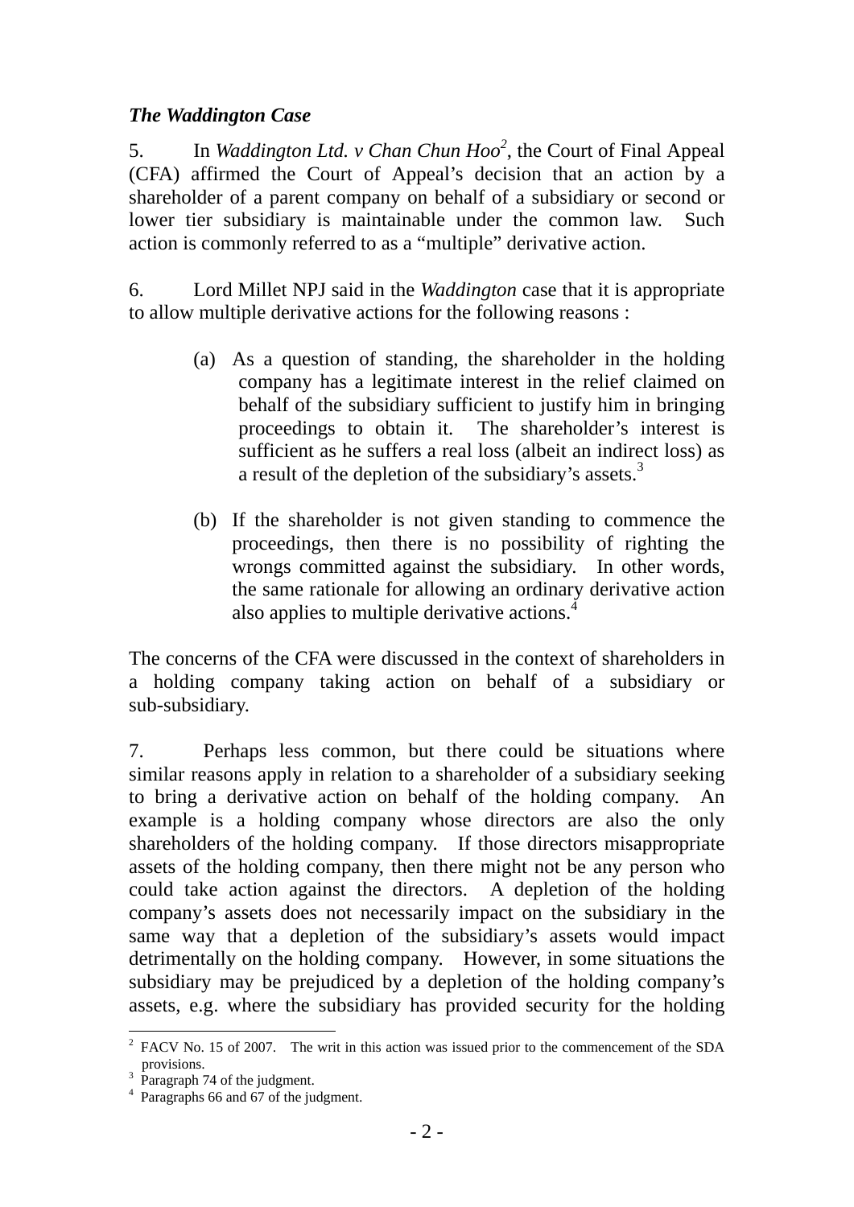### *The Waddington Case*

5. In *Waddington Ltd. v Chan Chun Hoo*[2], the Court of Final Appeal (CFA) affirmed the Court of Appeal's decision that an action by a shareholder of a parent company on behalf of a subsidiary or second or lower tier subsidiary is maintainable under the common law. Such action is commonly referred to as a "multiple" derivative action.

6. Lord Millet NPJ said in the *Waddington* case that it is appropriate to allow multiple derivative actions for the following reasons :

(a) As a question of standing, the shareholder in the holding company has a legitimate interest in the relief claimed on behalf of the subsidiary sufficient to justify him in bringing proceedings to obtain it. The shareholder's interest is sufficient as he suffers a real loss (albeit an indirect loss) as a result of the depletion of the subsidiary's assets.[3]

(b) If the shareholder is not given standing to commence the proceedings, then there is no possibility of righting the wrongs committed against the subsidiary. In other words, the same rationale for allowing an ordinary derivative action also applies to multiple derivative actions.[4]

The concerns of the CFA were discussed in the context of shareholders in a holding company taking action on behalf of a subsidiary or sub-subsidiary.

7. Perhaps less common, but there could be situations where similar reasons apply in relation to a shareholder of a subsidiary seeking to bring a derivative action on behalf of the holding company. An example is a holding company whose directors are also the only shareholders of the holding company. If those directors misappropriate assets of the holding company, then there might not be any person who could take action against the directors. A depletion of the holding company's assets does not necessarily impact on the subsidiary in the same way that a depletion of the subsidiary's assets would impact detrimentally on the holding company. However, in some situations the subsidiary may be prejudiced by a depletion of the holding company's assets, e.g. where the subsidiary has provided security for the holding

---

[2] FACV No. 15 of 2007. The writ in this action was issued prior to the commencement of the SDA provisions.

[3] Paragraph 74 of the judgment.

[4] Paragraphs 66 and 67 of the judgment.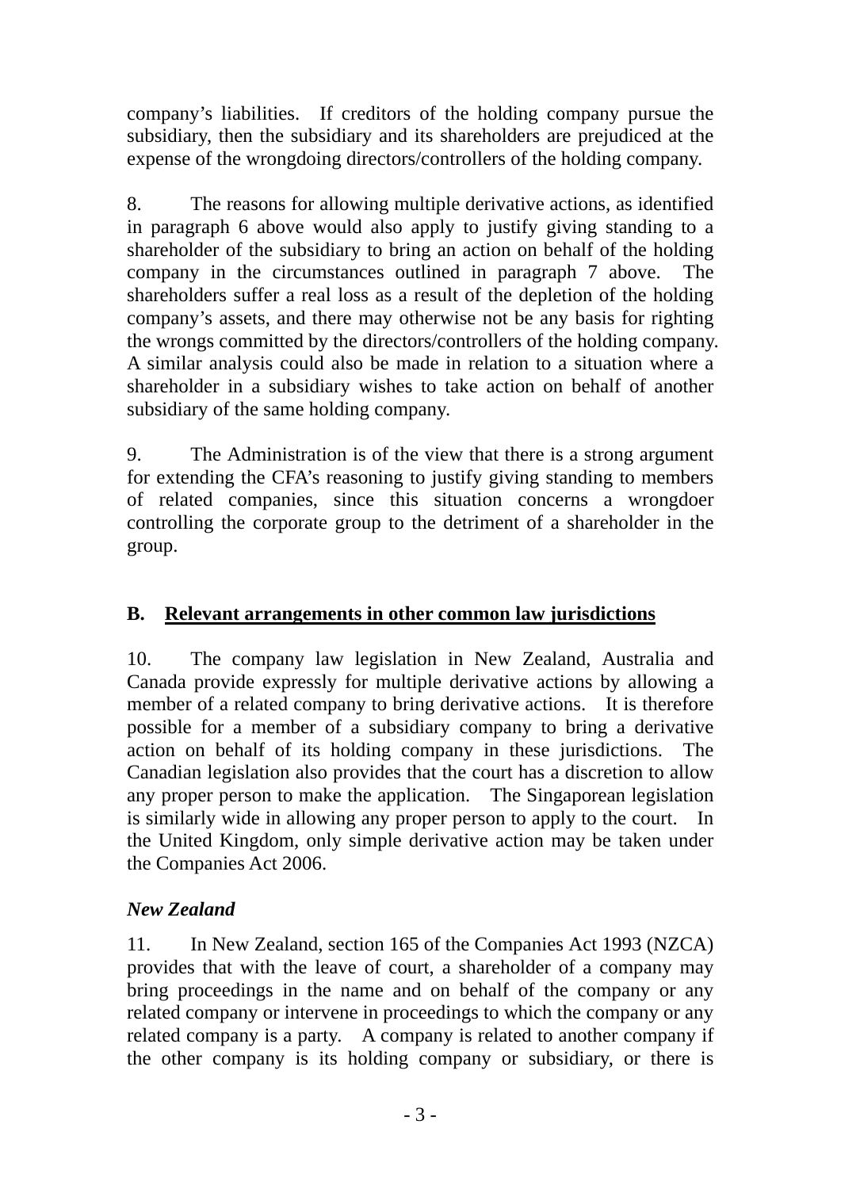company's liabilities. If creditors of the holding company pursue the subsidiary, then the subsidiary and its shareholders are prejudiced at the expense of the wrongdoing directors/controllers of the holding company.

8. The reasons for allowing multiple derivative actions, as identified in paragraph 6 above would also apply to justify giving standing to a shareholder of the subsidiary to bring an action on behalf of the holding company in the circumstances outlined in paragraph 7 above. The shareholders suffer a real loss as a result of the depletion of the holding company's assets, and there may otherwise not be any basis for righting the wrongs committed by the directors/controllers of the holding company. A similar analysis could also be made in relation to a situation where a shareholder in a subsidiary wishes to take action on behalf of another subsidiary of the same holding company.

9. The Administration is of the view that there is a strong argument for extending the CFA's reasoning to justify giving standing to members of related companies, since this situation concerns a wrongdoer controlling the corporate group to the detriment of a shareholder in the group.

## B. Relevant arrangements in other common law jurisdictions

10. The company law legislation in New Zealand, Australia and Canada provide expressly for multiple derivative actions by allowing a member of a related company to bring derivative actions. It is therefore possible for a member of a subsidiary company to bring a derivative action on behalf of its holding company in these jurisdictions. The Canadian legislation also provides that the court has a discretion to allow any proper person to make the application. The Singaporean legislation is similarly wide in allowing any proper person to apply to the court. In the United Kingdom, only simple derivative action may be taken under the Companies Act 2006.

### *New Zealand*

11. In New Zealand, section 165 of the Companies Act 1993 (NZCA) provides that with the leave of court, a shareholder of a company may bring proceedings in the name and on behalf of the company or any related company or intervene in proceedings to which the company or any related company is a party. A company is related to another company if the other company is its holding company or subsidiary, or there is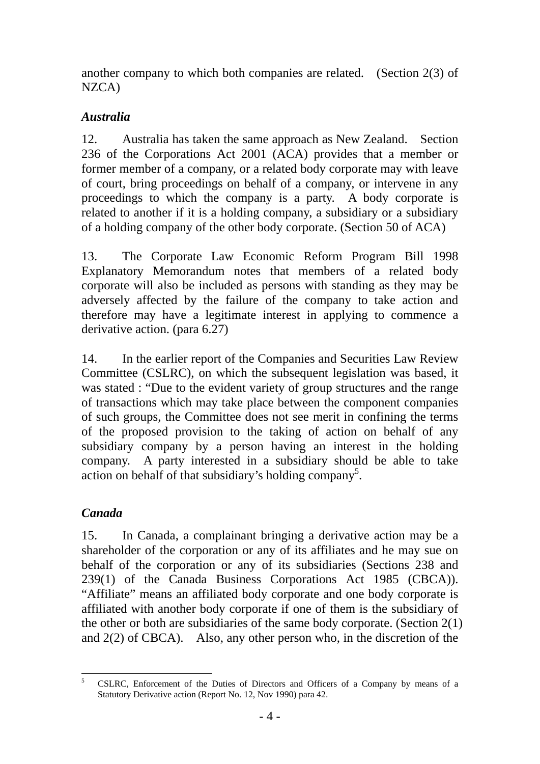another company to which both companies are related. (Section 2(3) of NZCA)

### *Australia*

12. Australia has taken the same approach as New Zealand. Section 236 of the Corporations Act 2001 (ACA) provides that a member or former member of a company, or a related body corporate may with leave of court, bring proceedings on behalf of a company, or intervene in any proceedings to which the company is a party. A body corporate is related to another if it is a holding company, a subsidiary or a subsidiary of a holding company of the other body corporate. (Section 50 of ACA)

13. The Corporate Law Economic Reform Program Bill 1998 Explanatory Memorandum notes that members of a related body corporate will also be included as persons with standing as they may be adversely affected by the failure of the company to take action and therefore may have a legitimate interest in applying to commence a derivative action. (para 6.27)

14. In the earlier report of the Companies and Securities Law Review Committee (CSLRC), on which the subsequent legislation was based, it was stated : "Due to the evident variety of group structures and the range of transactions which may take place between the component companies of such groups, the Committee does not see merit in confining the terms of the proposed provision to the taking of action on behalf of any subsidiary company by a person having an interest in the holding company. A party interested in a subsidiary should be able to take action on behalf of that subsidiary's holding company[5].

### *Canada*

15. In Canada, a complainant bringing a derivative action may be a shareholder of the corporation or any of its affiliates and he may sue on behalf of the corporation or any of its subsidiaries (Sections 238 and 239(1) of the Canada Business Corporations Act 1985 (CBCA)). "Affiliate" means an affiliated body corporate and one body corporate is affiliated with another body corporate if one of them is the subsidiary of the other or both are subsidiaries of the same body corporate. (Section 2(1) and 2(2) of CBCA). Also, any other person who, in the discretion of the

---

[5] CSLRC, Enforcement of the Duties of Directors and Officers of a Company by means of a Statutory Derivative action (Report No. 12, Nov 1990) para 42.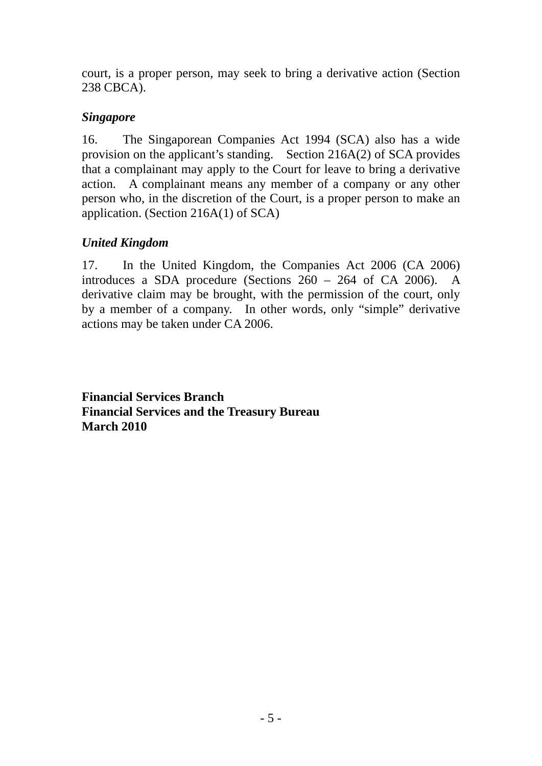court, is a proper person, may seek to bring a derivative action (Section 238 CBCA).

*Singapore*

16. The Singaporean Companies Act 1994 (SCA) also has a wide provision on the applicant's standing. Section 216A(2) of SCA provides that a complainant may apply to the Court for leave to bring a derivative action. A complainant means any member of a company or any other person who, in the discretion of the Court, is a proper person to make an application. (Section 216A(1) of SCA)

*United Kingdom*

17. In the United Kingdom, the Companies Act 2006 (CA 2006) introduces a SDA procedure (Sections 260 – 264 of CA 2006). A derivative claim may be brought, with the permission of the court, only by a member of a company. In other words, only "simple" derivative actions may be taken under CA 2006.

**Financial Services Branch**
**Financial Services and the Treasury Bureau**
**March 2010**